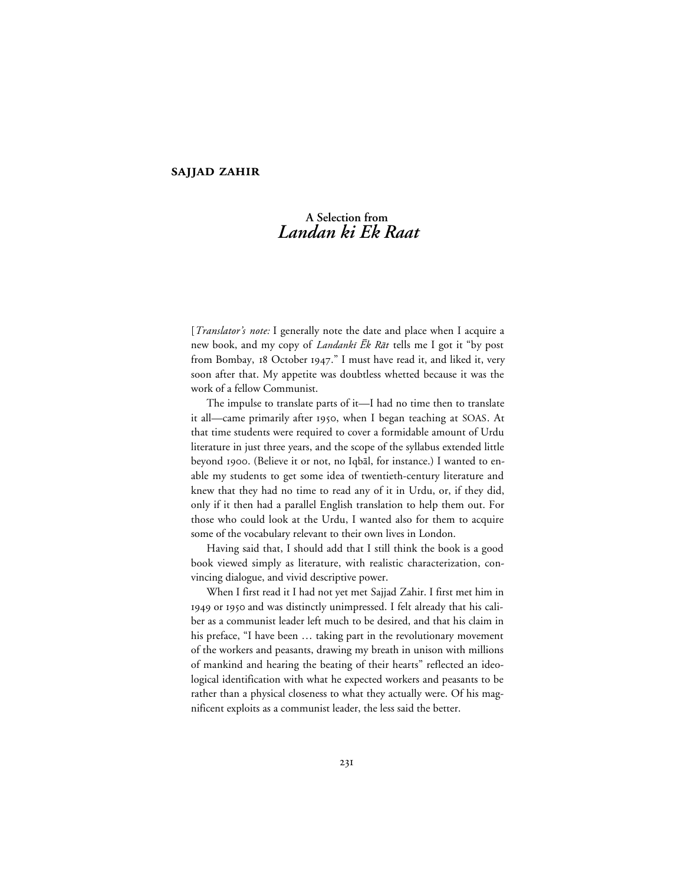**SAJJAD ZAHIR**

## A Selection from *Landan ki Ek Raat*

[*Translator's note:* I generally note the date and place when I acquire a new book, and my copy of *Landankī Ēk Rāt* tells me I got it "by post from Bombay, 18 October 1947." I must have read it, and liked it, very soon after that. My appetite was doubtless whetted because it was the work of a fellow Communist.

The impulse to translate parts of it—I had no time then to translate it all—came primarily after 1950, when I began teaching at SOAS. At that time students were required to cover a formidable amount of Urdu literature in just three years, and the scope of the syllabus extended little beyond 1900. (Believe it or not, no Iqbāl, for instance.) I wanted to enable my students to get some idea of twentieth-century literature and knew that they had no time to read any of it in Urdu, or, if they did, only if it then had a parallel English translation to help them out. For those who could look at the Urdu, I wanted also for them to acquire some of the vocabulary relevant to their own lives in London.

Having said that, I should add that I still think the book is a good book viewed simply as literature, with realistic characterization, convincing dialogue, and vivid descriptive power.

When I first read it I had not yet met Sajjad Zahir. I first met him in 1949 or 1950 and was distinctly unimpressed. I felt already that his caliber as a communist leader left much to be desired, and that his claim in his preface, "I have been … taking part in the revolutionary movement of the workers and peasants, drawing my breath in unison with millions of mankind and hearing the beating of their hearts" reflected an ideological identification with what he expected workers and peasants to be rather than a physical closeness to what they actually were. Of his magnificent exploits as a communist leader, the less said the better.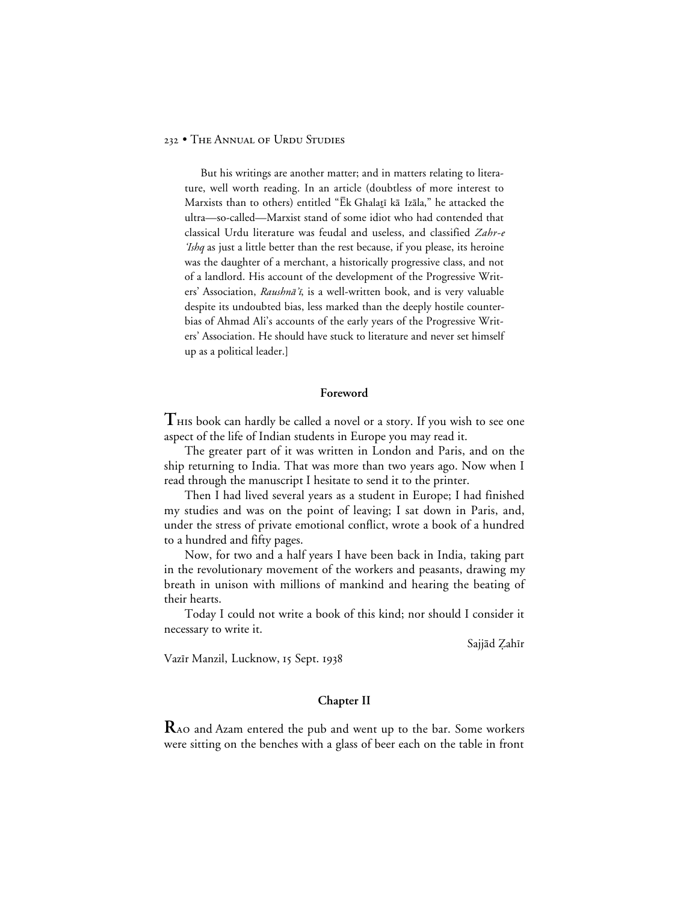But his writings are another matter; and in matters relating to literature, well worth reading. In an article (doubtless of more interest to Marxists than to others) entitled "Ēk Ghalaṯī kā Izāla," he attacked the ultra—so-called—Marxist stand of some idiot who had contended that classical Urdu literature was feudal and useless, and classified *Zahr-e 'Ishq* as just a little better than the rest because, if you please, its heroine was the daughter of a merchant, a historically progressive class, and not of a landlord. His account of the development of the Progressive Writers' Association, *Raushnā'ī*, is a well-written book, and is very valuable despite its undoubted bias, less marked than the deeply hostile counter-bias of Ahmad Ali's accounts of the early years of the Progressive Writers' Association. He should have stuck to literature and never set himself up as a political leader.]

## Foreword

**T**HIS book can hardly be called a novel or a story. If you wish to see one aspect of the life of Indian students in Europe you may read it.

The greater part of it was written in London and Paris, and on the ship returning to India. That was more than two years ago. Now when I read through the manuscript I hesitate to send it to the printer.

Then I had lived several years as a student in Europe; I had finished my studies and was on the point of leaving; I sat down in Paris, and, under the stress of private emotional conflict, wrote a book of a hundred to a hundred and fifty pages.

Now, for two and a half years I have been back in India, taking part in the revolutionary movement of the workers and peasants, drawing my breath in unison with millions of mankind and hearing the beating of their hearts.

Today I could not write a book of this kind; nor should I consider it necessary to write it.

Sajjād Ẓahīr

Vazīr Manzil, Lucknow, 15 Sept. 1938

## Chapter II

**R**AO and Azam entered the pub and went up to the bar. Some workers were sitting on the benches with a glass of beer each on the table in front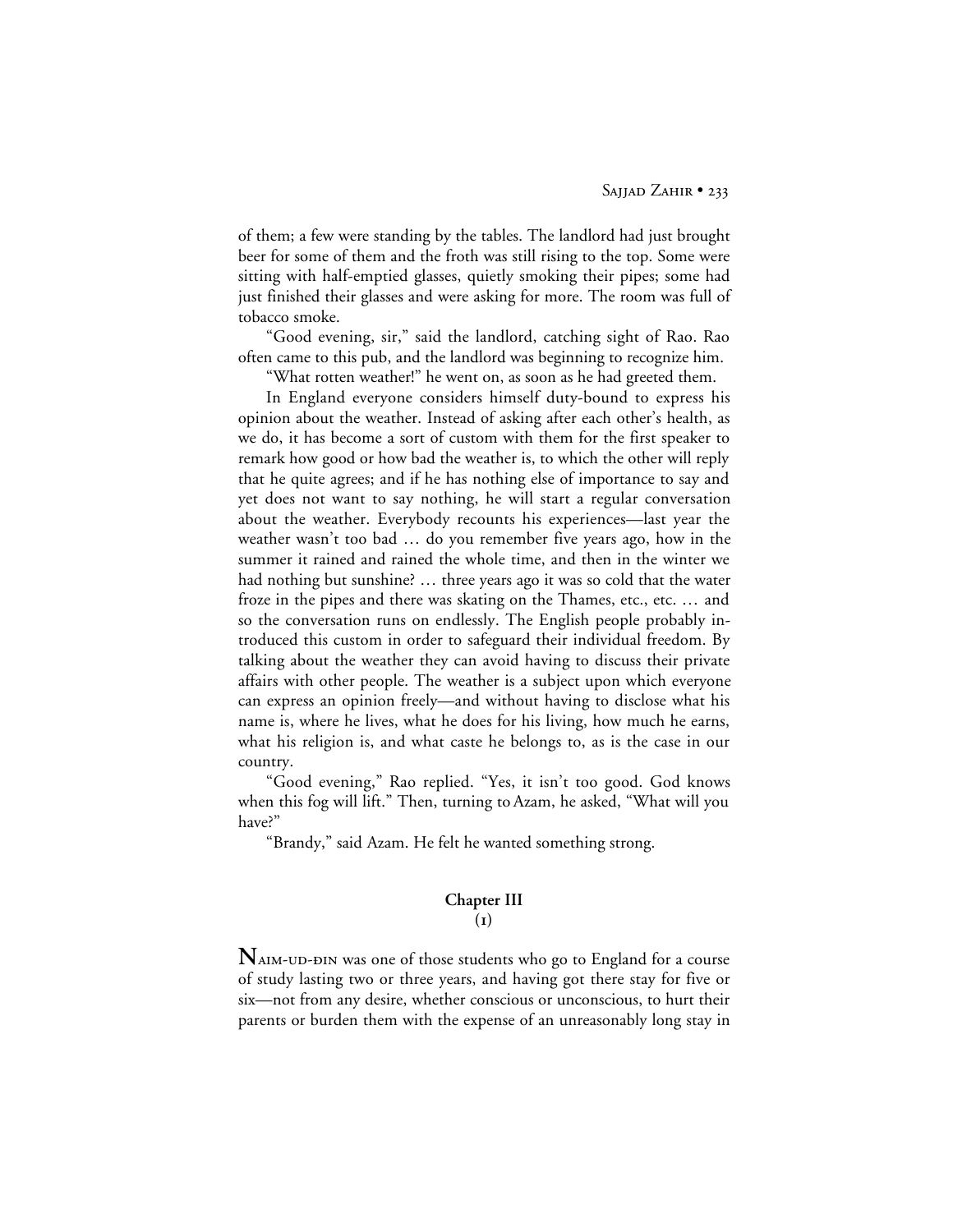of them; a few were standing by the tables. The landlord had just brought beer for some of them and the froth was still rising to the top. Some were sitting with half-emptied glasses, quietly smoking their pipes; some had just finished their glasses and were asking for more. The room was full of tobacco smoke.

"Good evening, sir," said the landlord, catching sight of Rao. Rao often came to this pub, and the landlord was beginning to recognize him.

"What rotten weather!" he went on, as soon as he had greeted them.

In England everyone considers himself duty-bound to express his opinion about the weather. Instead of asking after each other's health, as we do, it has become a sort of custom with them for the first speaker to remark how good or how bad the weather is, to which the other will reply that he quite agrees; and if he has nothing else of importance to say and yet does not want to say nothing, he will start a regular conversation about the weather. Everybody recounts his experiences—last year the weather wasn't too bad … do you remember five years ago, how in the summer it rained and rained the whole time, and then in the winter we had nothing but sunshine? … three years ago it was so cold that the water froze in the pipes and there was skating on the Thames, etc., etc. … and so the conversation runs on endlessly. The English people probably introduced this custom in order to safeguard their individual freedom. By talking about the weather they can avoid having to discuss their private affairs with other people. The weather is a subject upon which everyone can express an opinion freely—and without having to disclose what his name is, where he lives, what he does for his living, how much he earns, what his religion is, and what caste he belongs to, as is the case in our country.

"Good evening," Rao replied. "Yes, it isn't too good. God knows when this fog will lift." Then, turning to Azam, he asked, "What will you have?"

"Brandy," said Azam. He felt he wanted something strong.

## Chapter III
### (1)

**N**AIM-UD-ĐIN was one of those students who go to England for a course of study lasting two or three years, and having got there stay for five or six—not from any desire, whether conscious or unconscious, to hurt their parents or burden them with the expense of an unreasonably long stay in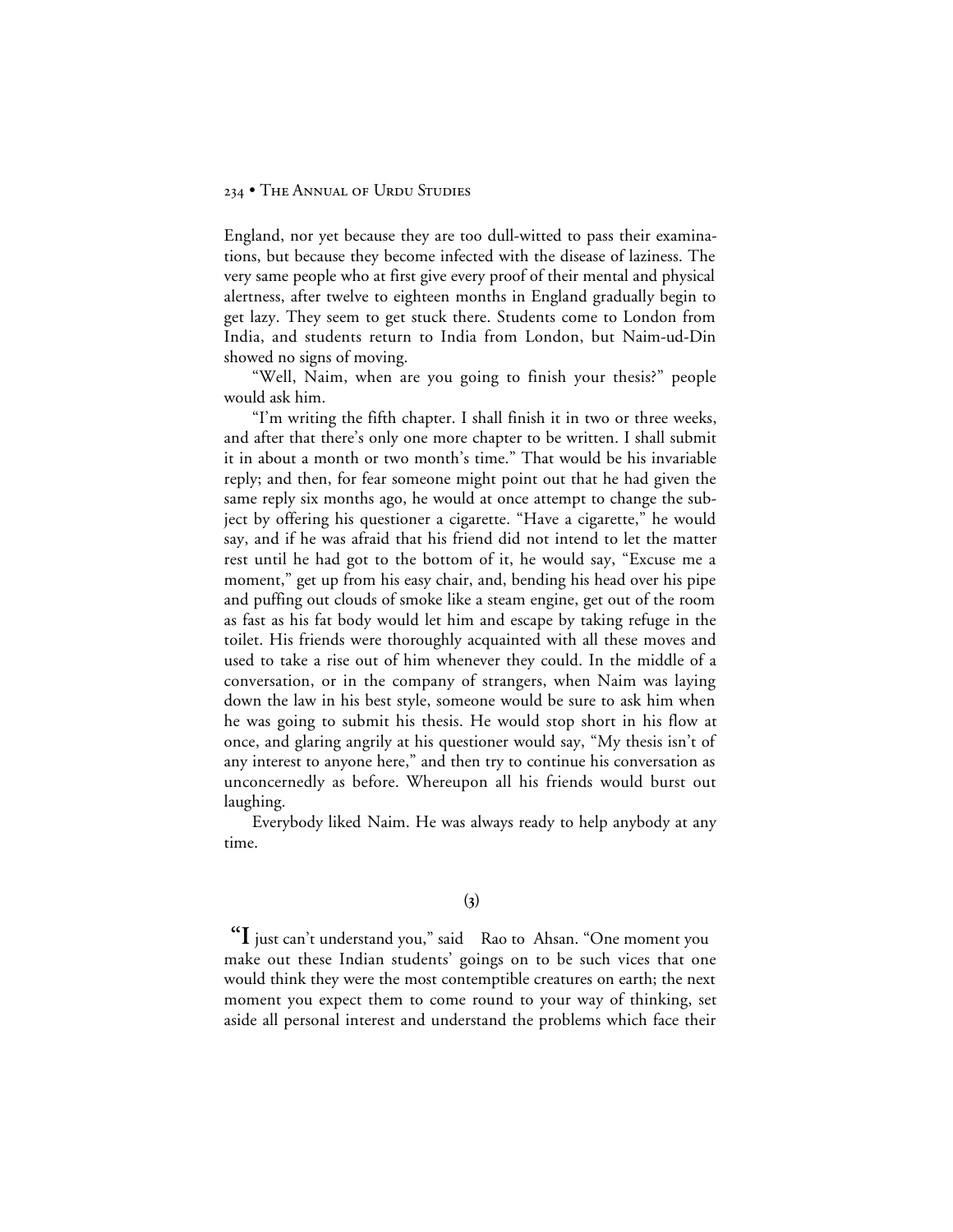England, nor yet because they are too dull-witted to pass their examinations, but because they become infected with the disease of laziness. The very same people who at first give every proof of their mental and physical alertness, after twelve to eighteen months in England gradually begin to get lazy. They seem to get stuck there. Students come to London from India, and students return to India from London, but Naim-ud-Din showed no signs of moving.

"Well, Naim, when are you going to finish your thesis?" people would ask him.

"I'm writing the fifth chapter. I shall finish it in two or three weeks, and after that there's only one more chapter to be written. I shall submit it in about a month or two month's time." That would be his invariable reply; and then, for fear someone might point out that he had given the same reply six months ago, he would at once attempt to change the subject by offering his questioner a cigarette. "Have a cigarette," he would say, and if he was afraid that his friend did not intend to let the matter rest until he had got to the bottom of it, he would say, "Excuse me a moment," get up from his easy chair, and, bending his head over his pipe and puffing out clouds of smoke like a steam engine, get out of the room as fast as his fat body would let him and escape by taking refuge in the toilet. His friends were thoroughly acquainted with all these moves and used to take a rise out of him whenever they could. In the middle of a conversation, or in the company of strangers, when Naim was laying down the law in his best style, someone would be sure to ask him when he was going to submit his thesis. He would stop short in his flow at once, and glaring angrily at his questioner would say, "My thesis isn't of any interest to anyone here," and then try to continue his conversation as unconcernedly as before. Whereupon all his friends would burst out laughing.

Everybody liked Naim. He was always ready to help anybody at any time.

## (3)

"I just can't understand you," said Rao to Ahsan. "One moment you make out these Indian students' goings on to be such vices that one would think they were the most contemptible creatures on earth; the next moment you expect them to come round to your way of thinking, set aside all personal interest and understand the problems which face their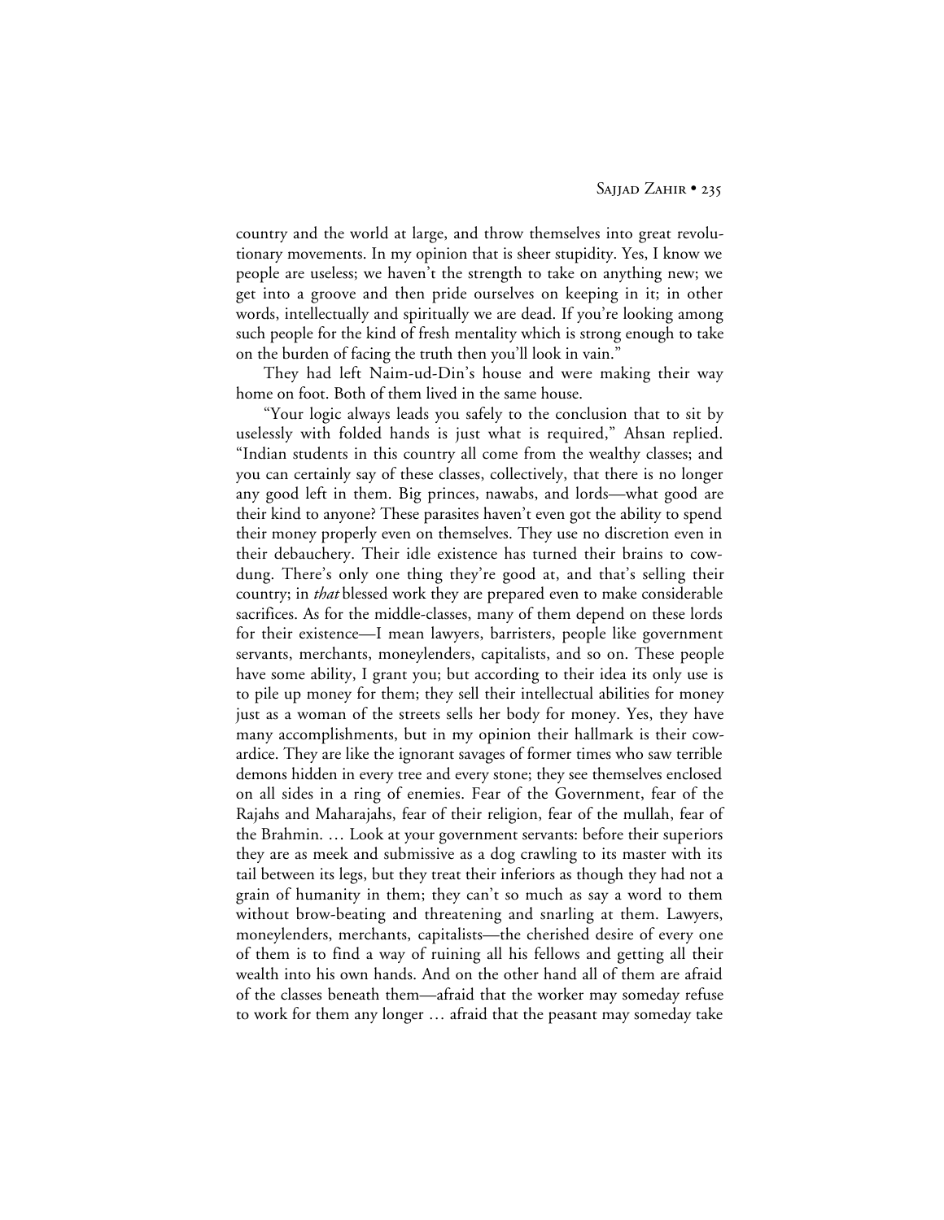country and the world at large, and throw themselves into great revolutionary movements. In my opinion that is sheer stupidity. Yes, I know we people are useless; we haven't the strength to take on anything new; we get into a groove and then pride ourselves on keeping in it; in other words, intellectually and spiritually we are dead. If you're looking among such people for the kind of fresh mentality which is strong enough to take on the burden of facing the truth then you'll look in vain."

They had left Naim-ud-Din's house and were making their way home on foot. Both of them lived in the same house.

"Your logic always leads you safely to the conclusion that to sit by uselessly with folded hands is just what is required," Ahsan replied. "Indian students in this country all come from the wealthy classes; and you can certainly say of these classes, collectively, that there is no longer any good left in them. Big princes, nawabs, and lords—what good are their kind to anyone? These parasites haven't even got the ability to spend their money properly even on themselves. They use no discretion even in their debauchery. Their idle existence has turned their brains to cow-dung. There's only one thing they're good at, and that's selling their country; in *that* blessed work they are prepared even to make considerable sacrifices. As for the middle-classes, many of them depend on these lords for their existence—I mean lawyers, barristers, people like government servants, merchants, moneylenders, capitalists, and so on. These people have some ability, I grant you; but according to their idea its only use is to pile up money for them; they sell their intellectual abilities for money just as a woman of the streets sells her body for money. Yes, they have many accomplishments, but in my opinion their hallmark is their cowardice. They are like the ignorant savages of former times who saw terrible demons hidden in every tree and every stone; they see themselves enclosed on all sides in a ring of enemies. Fear of the Government, fear of the Rajahs and Maharajahs, fear of their religion, fear of the mullah, fear of the Brahmin. … Look at your government servants: before their superiors they are as meek and submissive as a dog crawling to its master with its tail between its legs, but they treat their inferiors as though they had not a grain of humanity in them; they can't so much as say a word to them without brow-beating and threatening and snarling at them. Lawyers, moneylenders, merchants, capitalists—the cherished desire of every one of them is to find a way of ruining all his fellows and getting all their wealth into his own hands. And on the other hand all of them are afraid of the classes beneath them—afraid that the worker may someday refuse to work for them any longer … afraid that the peasant may someday take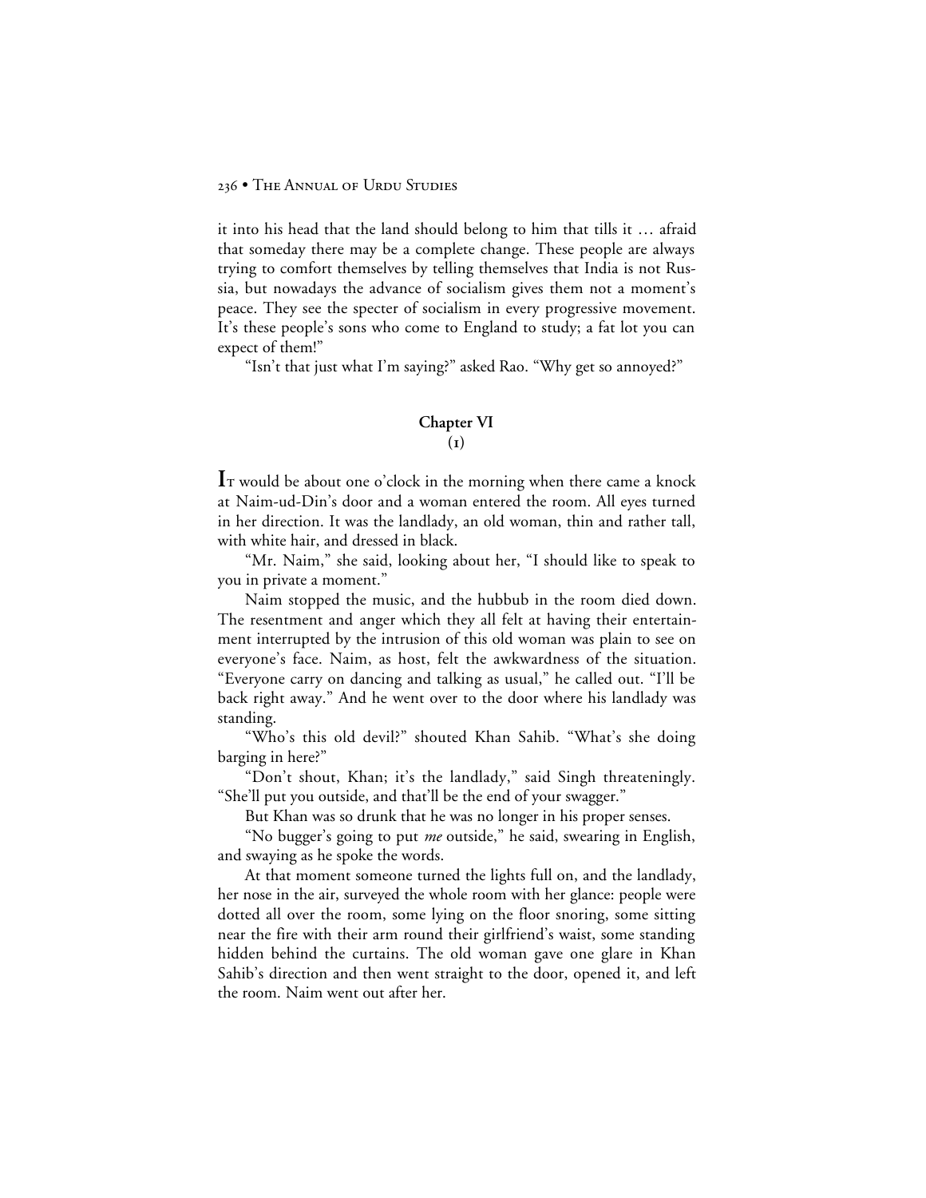it into his head that the land should belong to him that tills it … afraid that someday there may be a complete change. These people are always trying to comfort themselves by telling themselves that India is not Russia, but nowadays the advance of socialism gives them not a moment's peace. They see the specter of socialism in every progressive movement. It's these people's sons who come to England to study; a fat lot you can expect of them!"

"Isn't that just what I'm saying?" asked Rao. "Why get so annoyed?"

## Chapter VI

### (1)

It would be about one o'clock in the morning when there came a knock at Naim-ud-Din's door and a woman entered the room. All eyes turned in her direction. It was the landlady, an old woman, thin and rather tall, with white hair, and dressed in black.

"Mr. Naim," she said, looking about her, "I should like to speak to you in private a moment."

Naim stopped the music, and the hubbub in the room died down. The resentment and anger which they all felt at having their entertainment interrupted by the intrusion of this old woman was plain to see on everyone's face. Naim, as host, felt the awkwardness of the situation. "Everyone carry on dancing and talking as usual," he called out. "I'll be back right away." And he went over to the door where his landlady was standing.

"Who's this old devil?" shouted Khan Sahib. "What's she doing barging in here?"

"Don't shout, Khan; it's the landlady," said Singh threateningly. "She'll put you outside, and that'll be the end of your swagger."

But Khan was so drunk that he was no longer in his proper senses.

"No bugger's going to put *me* outside," he said, swearing in English, and swaying as he spoke the words.

At that moment someone turned the lights full on, and the landlady, her nose in the air, surveyed the whole room with her glance: people were dotted all over the room, some lying on the floor snoring, some sitting near the fire with their arm round their girlfriend's waist, some standing hidden behind the curtains. The old woman gave one glare in Khan Sahib's direction and then went straight to the door, opened it, and left the room. Naim went out after her.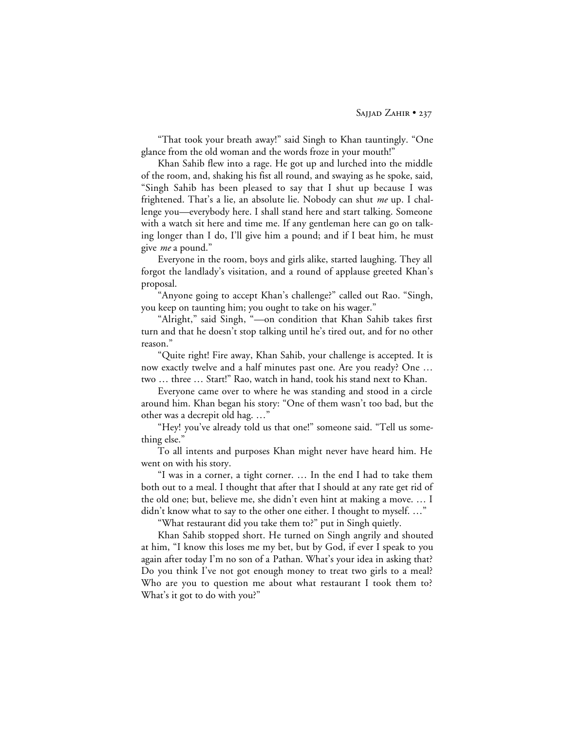"That took your breath away!" said Singh to Khan tauntingly. "One glance from the old woman and the words froze in your mouth!"

Khan Sahib flew into a rage. He got up and lurched into the middle of the room, and, shaking his fist all round, and swaying as he spoke, said, "Singh Sahib has been pleased to say that I shut up because I was frightened. That's a lie, an absolute lie. Nobody can shut *me* up. I challenge you—everybody here. I shall stand here and start talking. Someone with a watch sit here and time me. If any gentleman here can go on talking longer than I do, I'll give him a pound; and if I beat him, he must give *me* a pound."

Everyone in the room, boys and girls alike, started laughing. They all forgot the landlady's visitation, and a round of applause greeted Khan's proposal.

"Anyone going to accept Khan's challenge?" called out Rao. "Singh, you keep on taunting him; you ought to take on his wager."

"Alright," said Singh, "—on condition that Khan Sahib takes first turn and that he doesn't stop talking until he's tired out, and for no other reason."

"Quite right! Fire away, Khan Sahib, your challenge is accepted. It is now exactly twelve and a half minutes past one. Are you ready? One … two … three … Start!" Rao, watch in hand, took his stand next to Khan.

Everyone came over to where he was standing and stood in a circle around him. Khan began his story: "One of them wasn't too bad, but the other was a decrepit old hag. …"

"Hey! you've already told us that one!" someone said. "Tell us something else."

To all intents and purposes Khan might never have heard him. He went on with his story.

"I was in a corner, a tight corner. … In the end I had to take them both out to a meal. I thought that after that I should at any rate get rid of the old one; but, believe me, she didn't even hint at making a move. … I didn't know what to say to the other one either. I thought to myself. …"

"What restaurant did you take them to?" put in Singh quietly.

Khan Sahib stopped short. He turned on Singh angrily and shouted at him, "I know this loses me my bet, but by God, if ever I speak to you again after today I'm no son of a Pathan. What's your idea in asking that? Do you think I've not got enough money to treat two girls to a meal? Who are you to question me about what restaurant I took them to? What's it got to do with you?"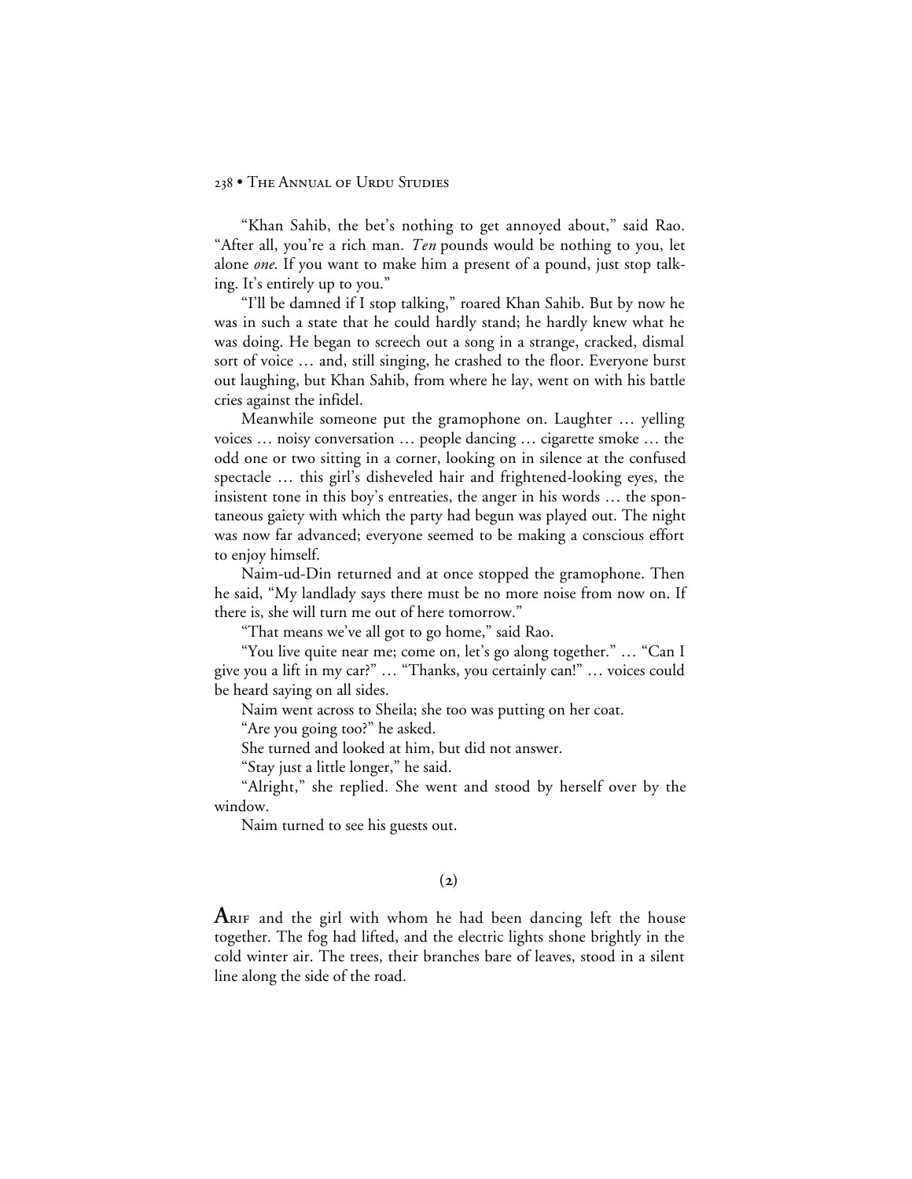"Khan Sahib, the bet's nothing to get annoyed about," said Rao. "After all, you're a rich man. *Ten* pounds would be nothing to you, let alone *one*. If you want to make him a present of a pound, just stop talking. It's entirely up to you."

"I'll be damned if I stop talking," roared Khan Sahib. But by now he was in such a state that he could hardly stand; he hardly knew what he was doing. He began to screech out a song in a strange, cracked, dismal sort of voice … and, still singing, he crashed to the floor. Everyone burst out laughing, but Khan Sahib, from where he lay, went on with his battle cries against the infidel.

Meanwhile someone put the gramophone on. Laughter … yelling voices … noisy conversation … people dancing … cigarette smoke … the odd one or two sitting in a corner, looking on in silence at the confused spectacle … this girl's disheveled hair and frightened-looking eyes, the insistent tone in this boy's entreaties, the anger in his words … the spontaneous gaiety with which the party had begun was played out. The night was now far advanced; everyone seemed to be making a conscious effort to enjoy himself.

Naim-ud-Din returned and at once stopped the gramophone. Then he said, "My landlady says there must be no more noise from now on. If there is, she will turn me out of here tomorrow."

"That means we've all got to go home," said Rao.

"You live quite near me; come on, let's go along together." … "Can I give you a lift in my car?" … "Thanks, you certainly can!" … voices could be heard saying on all sides.

Naim went across to Sheila; she too was putting on her coat.

"Are you going too?" he asked.

She turned and looked at him, but did not answer.

"Stay just a little longer," he said.

"Alright," she replied. She went and stood by herself over by the window.

Naim turned to see his guests out.

(2)

**A**RIF and the girl with whom he had been dancing left the house together. The fog had lifted, and the electric lights shone brightly in the cold winter air. The trees, their branches bare of leaves, stood in a silent line along the side of the road.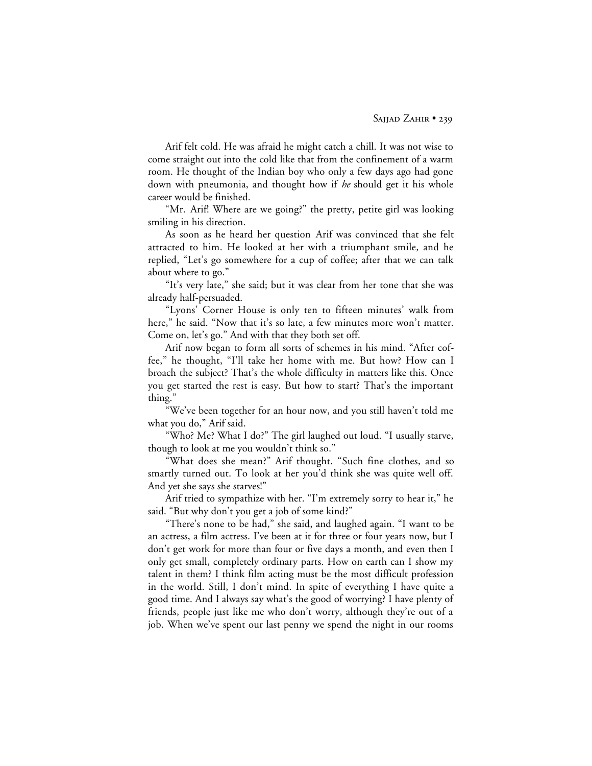Arif felt cold. He was afraid he might catch a chill. It was not wise to come straight out into the cold like that from the confinement of a warm room. He thought of the Indian boy who only a few days ago had gone down with pneumonia, and thought how if *he* should get it his whole career would be finished.

"Mr. Arif! Where are we going?" the pretty, petite girl was looking smiling in his direction.

As soon as he heard her question Arif was convinced that she felt attracted to him. He looked at her with a triumphant smile, and he replied, "Let's go somewhere for a cup of coffee; after that we can talk about where to go."

"It's very late," she said; but it was clear from her tone that she was already half-persuaded.

"Lyons' Corner House is only ten to fifteen minutes' walk from here," he said. "Now that it's so late, a few minutes more won't matter. Come on, let's go." And with that they both set off.

Arif now began to form all sorts of schemes in his mind. "After coffee," he thought, "I'll take her home with me. But how? How can I broach the subject? That's the whole difficulty in matters like this. Once you get started the rest is easy. But how to start? That's the important thing."

"We've been together for an hour now, and you still haven't told me what you do," Arif said.

"Who? Me? What I do?" The girl laughed out loud. "I usually starve, though to look at me you wouldn't think so."

"What does she mean?" Arif thought. "Such fine clothes, and so smartly turned out. To look at her you'd think she was quite well off. And yet she says she starves!"

Arif tried to sympathize with her. "I'm extremely sorry to hear it," he said. "But why don't you get a job of some kind?"

"There's none to be had," she said, and laughed again. "I want to be an actress, a film actress. I've been at it for three or four years now, but I don't get work for more than four or five days a month, and even then I only get small, completely ordinary parts. How on earth can I show my talent in them? I think film acting must be the most difficult profession in the world. Still, I don't mind. In spite of everything I have quite a good time. And I always say what's the good of worrying? I have plenty of friends, people just like me who don't worry, although they're out of a job. When we've spent our last penny we spend the night in our rooms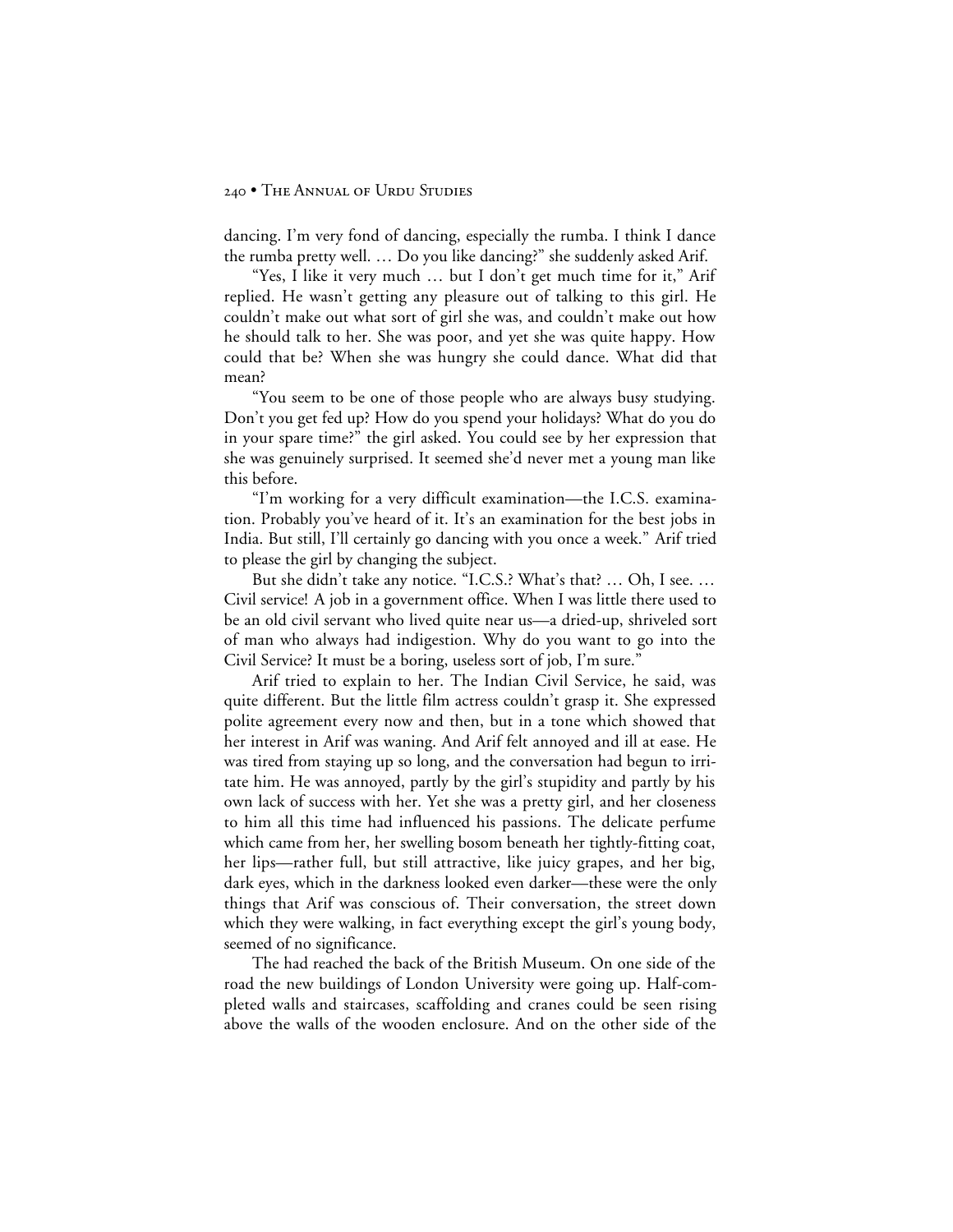dancing. I'm very fond of dancing, especially the rumba. I think I dance the rumba pretty well. … Do you like dancing?" she suddenly asked Arif.

"Yes, I like it very much … but I don't get much time for it," Arif replied. He wasn't getting any pleasure out of talking to this girl. He couldn't make out what sort of girl she was, and couldn't make out how he should talk to her. She was poor, and yet she was quite happy. How could that be? When she was hungry she could dance. What did that mean?

"You seem to be one of those people who are always busy studying. Don't you get fed up? How do you spend your holidays? What do you do in your spare time?" the girl asked. You could see by her expression that she was genuinely surprised. It seemed she'd never met a young man like this before.

"I'm working for a very difficult examination—the I.C.S. examination. Probably you've heard of it. It's an examination for the best jobs in India. But still, I'll certainly go dancing with you once a week." Arif tried to please the girl by changing the subject.

But she didn't take any notice. "I.C.S.? What's that? … Oh, I see. … Civil service! A job in a government office. When I was little there used to be an old civil servant who lived quite near us—a dried-up, shriveled sort of man who always had indigestion. Why do you want to go into the Civil Service? It must be a boring, useless sort of job, I'm sure."

Arif tried to explain to her. The Indian Civil Service, he said, was quite different. But the little film actress couldn't grasp it. She expressed polite agreement every now and then, but in a tone which showed that her interest in Arif was waning. And Arif felt annoyed and ill at ease. He was tired from staying up so long, and the conversation had begun to irritate him. He was annoyed, partly by the girl's stupidity and partly by his own lack of success with her. Yet she was a pretty girl, and her closeness to him all this time had influenced his passions. The delicate perfume which came from her, her swelling bosom beneath her tightly-fitting coat, her lips—rather full, but still attractive, like juicy grapes, and her big, dark eyes, which in the darkness looked even darker—these were the only things that Arif was conscious of. Their conversation, the street down which they were walking, in fact everything except the girl's young body, seemed of no significance.

The had reached the back of the British Museum. On one side of the road the new buildings of London University were going up. Half-completed walls and staircases, scaffolding and cranes could be seen rising above the walls of the wooden enclosure. And on the other side of the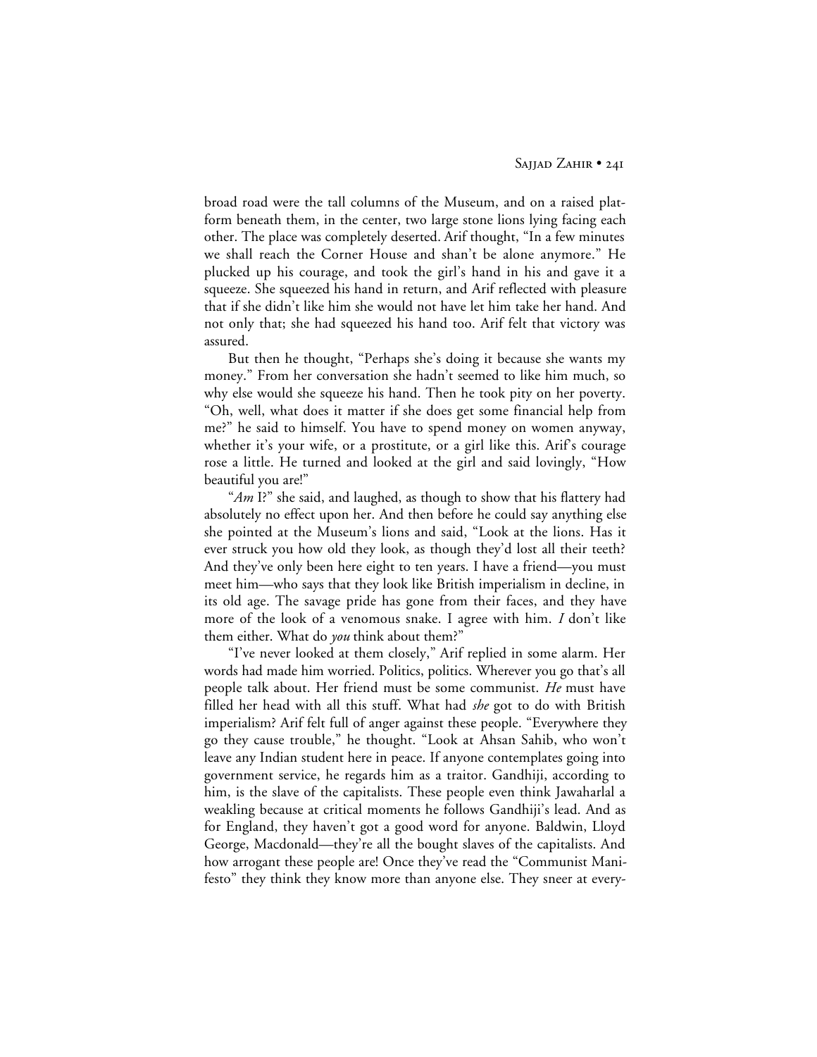broad road were the tall columns of the Museum, and on a raised platform beneath them, in the center, two large stone lions lying facing each other. The place was completely deserted. Arif thought, "In a few minutes we shall reach the Corner House and shan't be alone anymore." He plucked up his courage, and took the girl's hand in his and gave it a squeeze. She squeezed his hand in return, and Arif reflected with pleasure that if she didn't like him she would not have let him take her hand. And not only that; she had squeezed his hand too. Arif felt that victory was assured.

But then he thought, "Perhaps she's doing it because she wants my money." From her conversation she hadn't seemed to like him much, so why else would she squeeze his hand. Then he took pity on her poverty. "Oh, well, what does it matter if she does get some financial help from me?" he said to himself. You have to spend money on women anyway, whether it's your wife, or a prostitute, or a girl like this. Arif's courage rose a little. He turned and looked at the girl and said lovingly, "How beautiful you are!"

"*Am* I?" she said, and laughed, as though to show that his flattery had absolutely no effect upon her. And then before he could say anything else she pointed at the Museum's lions and said, "Look at the lions. Has it ever struck you how old they look, as though they'd lost all their teeth? And they've only been here eight to ten years. I have a friend—you must meet him—who says that they look like British imperialism in decline, in its old age. The savage pride has gone from their faces, and they have more of the look of a venomous snake. I agree with him. *I* don't like them either. What do *you* think about them?"

"I've never looked at them closely," Arif replied in some alarm. Her words had made him worried. Politics, politics. Wherever you go that's all people talk about. Her friend must be some communist. *He* must have filled her head with all this stuff. What had *she* got to do with British imperialism? Arif felt full of anger against these people. "Everywhere they go they cause trouble," he thought. "Look at Ahsan Sahib, who won't leave any Indian student here in peace. If anyone contemplates going into government service, he regards him as a traitor. Gandhiji, according to him, is the slave of the capitalists. These people even think Jawaharlal a weakling because at critical moments he follows Gandhiji's lead. And as for England, they haven't got a good word for anyone. Baldwin, Lloyd George, Macdonald—they're all the bought slaves of the capitalists. And how arrogant these people are! Once they've read the "Communist Manifesto" they think they know more than anyone else. They sneer at every-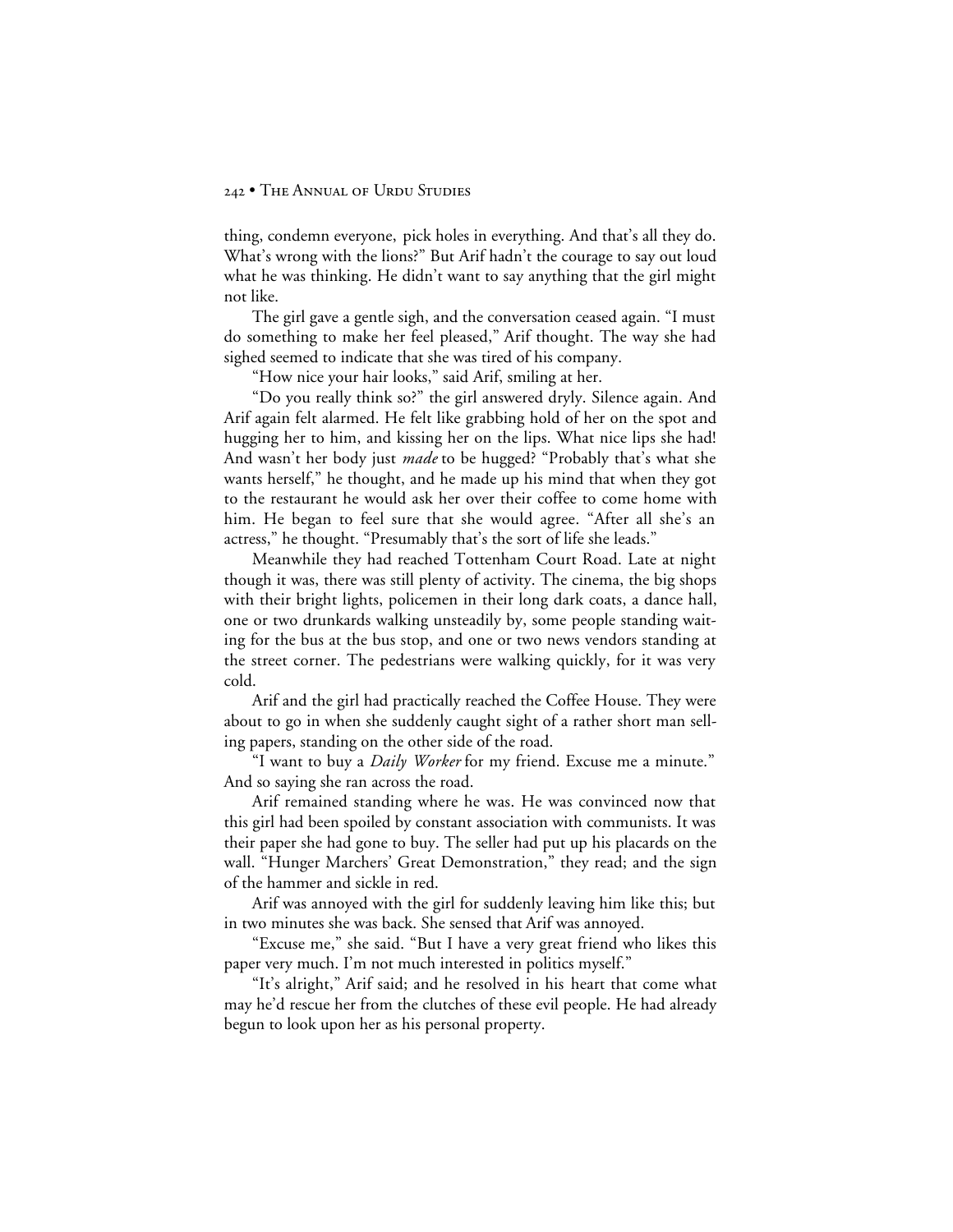thing, condemn everyone, pick holes in everything. And that's all they do. What's wrong with the lions?" But Arif hadn't the courage to say out loud what he was thinking. He didn't want to say anything that the girl might not like.

The girl gave a gentle sigh, and the conversation ceased again. "I must do something to make her feel pleased," Arif thought. The way she had sighed seemed to indicate that she was tired of his company.

"How nice your hair looks," said Arif, smiling at her.

"Do you really think so?" the girl answered dryly. Silence again. And Arif again felt alarmed. He felt like grabbing hold of her on the spot and hugging her to him, and kissing her on the lips. What nice lips she had! And wasn't her body just *made* to be hugged? "Probably that's what she wants herself," he thought, and he made up his mind that when they got to the restaurant he would ask her over their coffee to come home with him. He began to feel sure that she would agree. "After all she's an actress," he thought. "Presumably that's the sort of life she leads."

Meanwhile they had reached Tottenham Court Road. Late at night though it was, there was still plenty of activity. The cinema, the big shops with their bright lights, policemen in their long dark coats, a dance hall, one or two drunkards walking unsteadily by, some people standing waiting for the bus at the bus stop, and one or two news vendors standing at the street corner. The pedestrians were walking quickly, for it was very cold.

Arif and the girl had practically reached the Coffee House. They were about to go in when she suddenly caught sight of a rather short man selling papers, standing on the other side of the road.

"I want to buy a *Daily Worker* for my friend. Excuse me a minute." And so saying she ran across the road.

Arif remained standing where he was. He was convinced now that this girl had been spoiled by constant association with communists. It was their paper she had gone to buy. The seller had put up his placards on the wall. "Hunger Marchers' Great Demonstration," they read; and the sign of the hammer and sickle in red.

Arif was annoyed with the girl for suddenly leaving him like this; but in two minutes she was back. She sensed that Arif was annoyed.

"Excuse me," she said. "But I have a very great friend who likes this paper very much. I'm not much interested in politics myself."

"It's alright," Arif said; and he resolved in his heart that come what may he'd rescue her from the clutches of these evil people. He had already begun to look upon her as his personal property.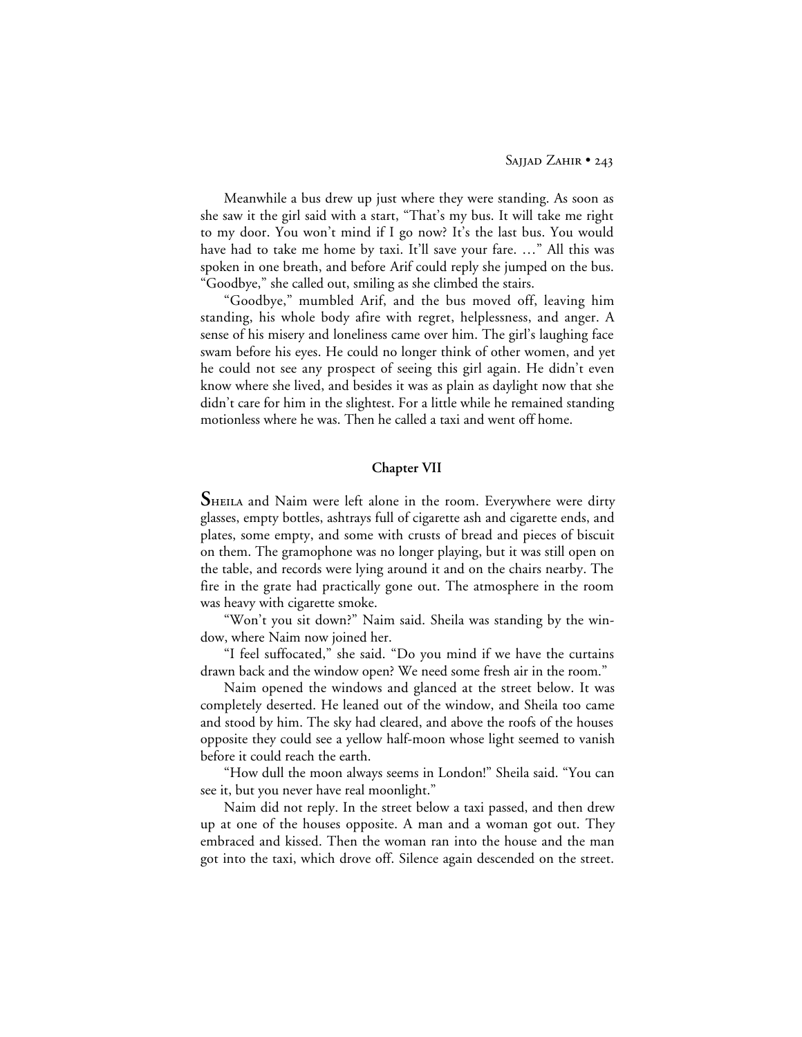Meanwhile a bus drew up just where they were standing. As soon as she saw it the girl said with a start, "That's my bus. It will take me right to my door. You won't mind if I go now? It's the last bus. You would have had to take me home by taxi. It'll save your fare. …" All this was spoken in one breath, and before Arif could reply she jumped on the bus. "Goodbye," she called out, smiling as she climbed the stairs.

"Goodbye," mumbled Arif, and the bus moved off, leaving him standing, his whole body afire with regret, helplessness, and anger. A sense of his misery and loneliness came over him. The girl's laughing face swam before his eyes. He could no longer think of other women, and yet he could not see any prospect of seeing this girl again. He didn't even know where she lived, and besides it was as plain as daylight now that she didn't care for him in the slightest. For a little while he remained standing motionless where he was. Then he called a taxi and went off home.

## Chapter VII

**Sheila** and Naim were left alone in the room. Everywhere were dirty glasses, empty bottles, ashtrays full of cigarette ash and cigarette ends, and plates, some empty, and some with crusts of bread and pieces of biscuit on them. The gramophone was no longer playing, but it was still open on the table, and records were lying around it and on the chairs nearby. The fire in the grate had practically gone out. The atmosphere in the room was heavy with cigarette smoke.

"Won't you sit down?" Naim said. Sheila was standing by the window, where Naim now joined her.

"I feel suffocated," she said. "Do you mind if we have the curtains drawn back and the window open? We need some fresh air in the room."

Naim opened the windows and glanced at the street below. It was completely deserted. He leaned out of the window, and Sheila too came and stood by him. The sky had cleared, and above the roofs of the houses opposite they could see a yellow half-moon whose light seemed to vanish before it could reach the earth.

"How dull the moon always seems in London!" Sheila said. "You can see it, but you never have real moonlight."

Naim did not reply. In the street below a taxi passed, and then drew up at one of the houses opposite. A man and a woman got out. They embraced and kissed. Then the woman ran into the house and the man got into the taxi, which drove off. Silence again descended on the street.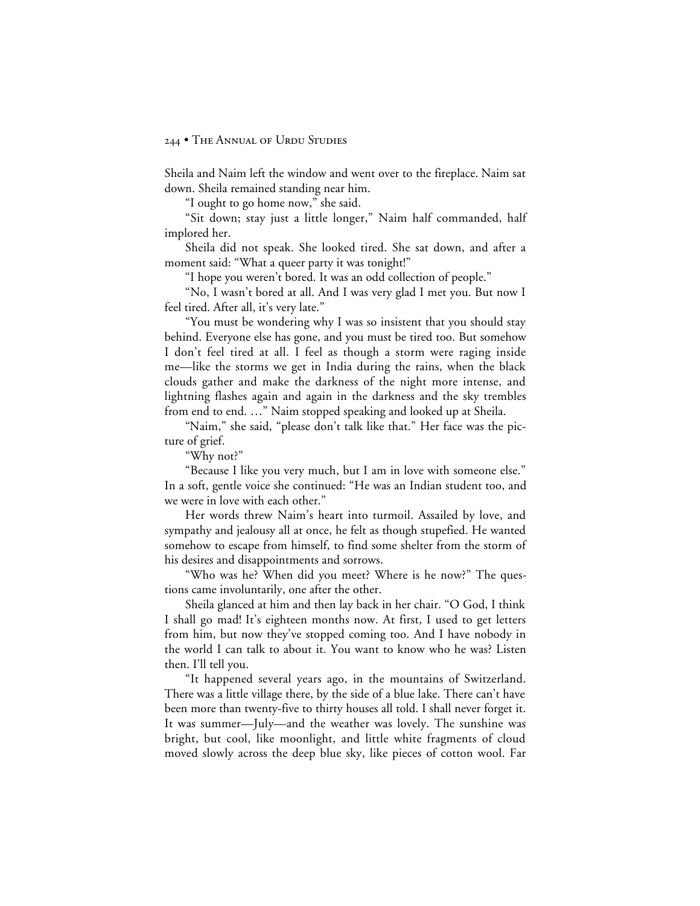Sheila and Naim left the window and went over to the fireplace. Naim sat down. Sheila remained standing near him.

"I ought to go home now," she said.

"Sit down; stay just a little longer," Naim half commanded, half implored her.

Sheila did not speak. She looked tired. She sat down, and after a moment said: "What a queer party it was tonight!"

"I hope you weren't bored. It was an odd collection of people."

"No, I wasn't bored at all. And I was very glad I met you. But now I feel tired. After all, it's very late."

"You must be wondering why I was so insistent that you should stay behind. Everyone else has gone, and you must be tired too. But somehow I don't feel tired at all. I feel as though a storm were raging inside me—like the storms we get in India during the rains, when the black clouds gather and make the darkness of the night more intense, and lightning flashes again and again in the darkness and the sky trembles from end to end. …" Naim stopped speaking and looked up at Sheila.

"Naim," she said, "please don't talk like that." Her face was the picture of grief.

"Why not?"

"Because I like you very much, but I am in love with someone else." In a soft, gentle voice she continued: "He was an Indian student too, and we were in love with each other."

Her words threw Naim's heart into turmoil. Assailed by love, and sympathy and jealousy all at once, he felt as though stupefied. He wanted somehow to escape from himself, to find some shelter from the storm of his desires and disappointments and sorrows.

"Who was he? When did you meet? Where is he now?" The questions came involuntarily, one after the other.

Sheila glanced at him and then lay back in her chair. "O God, I think I shall go mad! It's eighteen months now. At first, I used to get letters from him, but now they've stopped coming too. And I have nobody in the world I can talk to about it. You want to know who he was? Listen then. I'll tell you.

"It happened several years ago, in the mountains of Switzerland. There was a little village there, by the side of a blue lake. There can't have been more than twenty-five to thirty houses all told. I shall never forget it. It was summer—July—and the weather was lovely. The sunshine was bright, but cool, like moonlight, and little white fragments of cloud moved slowly across the deep blue sky, like pieces of cotton wool. Far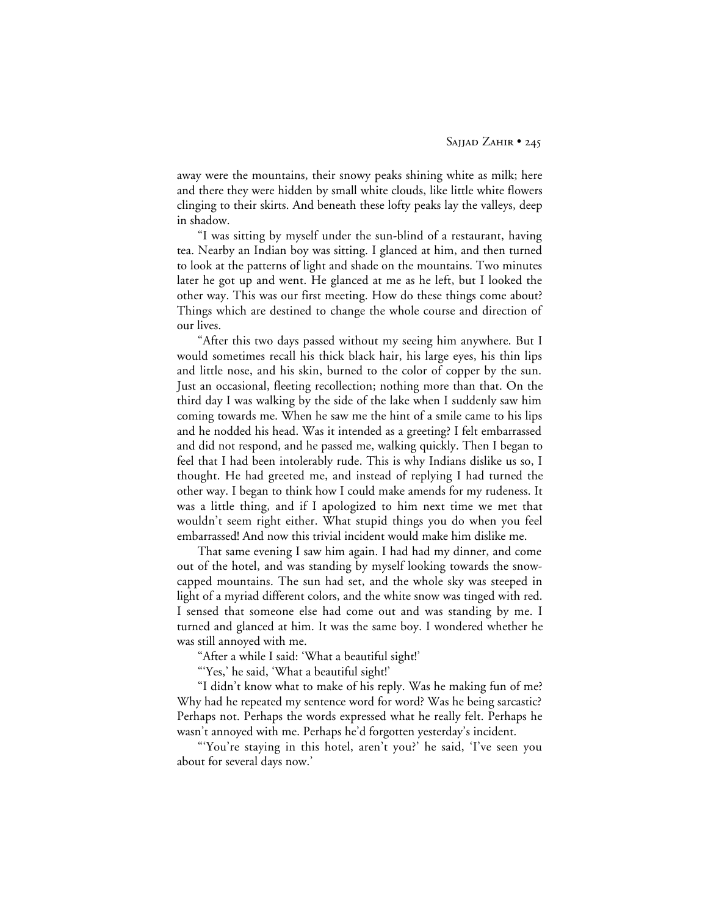away were the mountains, their snowy peaks shining white as milk; here and there they were hidden by small white clouds, like little white flowers clinging to their skirts. And beneath these lofty peaks lay the valleys, deep in shadow.

"I was sitting by myself under the sun-blind of a restaurant, having tea. Nearby an Indian boy was sitting. I glanced at him, and then turned to look at the patterns of light and shade on the mountains. Two minutes later he got up and went. He glanced at me as he left, but I looked the other way. This was our first meeting. How do these things come about? Things which are destined to change the whole course and direction of our lives.

"After this two days passed without my seeing him anywhere. But I would sometimes recall his thick black hair, his large eyes, his thin lips and little nose, and his skin, burned to the color of copper by the sun. Just an occasional, fleeting recollection; nothing more than that. On the third day I was walking by the side of the lake when I suddenly saw him coming towards me. When he saw me the hint of a smile came to his lips and he nodded his head. Was it intended as a greeting? I felt embarrassed and did not respond, and he passed me, walking quickly. Then I began to feel that I had been intolerably rude. This is why Indians dislike us so, I thought. He had greeted me, and instead of replying I had turned the other way. I began to think how I could make amends for my rudeness. It was a little thing, and if I apologized to him next time we met that wouldn't seem right either. What stupid things you do when you feel embarrassed! And now this trivial incident would make him dislike me.

That same evening I saw him again. I had had my dinner, and come out of the hotel, and was standing by myself looking towards the snow-capped mountains. The sun had set, and the whole sky was steeped in light of a myriad different colors, and the white snow was tinged with red. I sensed that someone else had come out and was standing by me. I turned and glanced at him. It was the same boy. I wondered whether he was still annoyed with me.

"After a while I said: 'What a beautiful sight!'

"'Yes,' he said, 'What a beautiful sight!'

"I didn't know what to make of his reply. Was he making fun of me? Why had he repeated my sentence word for word? Was he being sarcastic? Perhaps not. Perhaps the words expressed what he really felt. Perhaps he wasn't annoyed with me. Perhaps he'd forgotten yesterday's incident.

"'You're staying in this hotel, aren't you?' he said, 'I've seen you about for several days now.'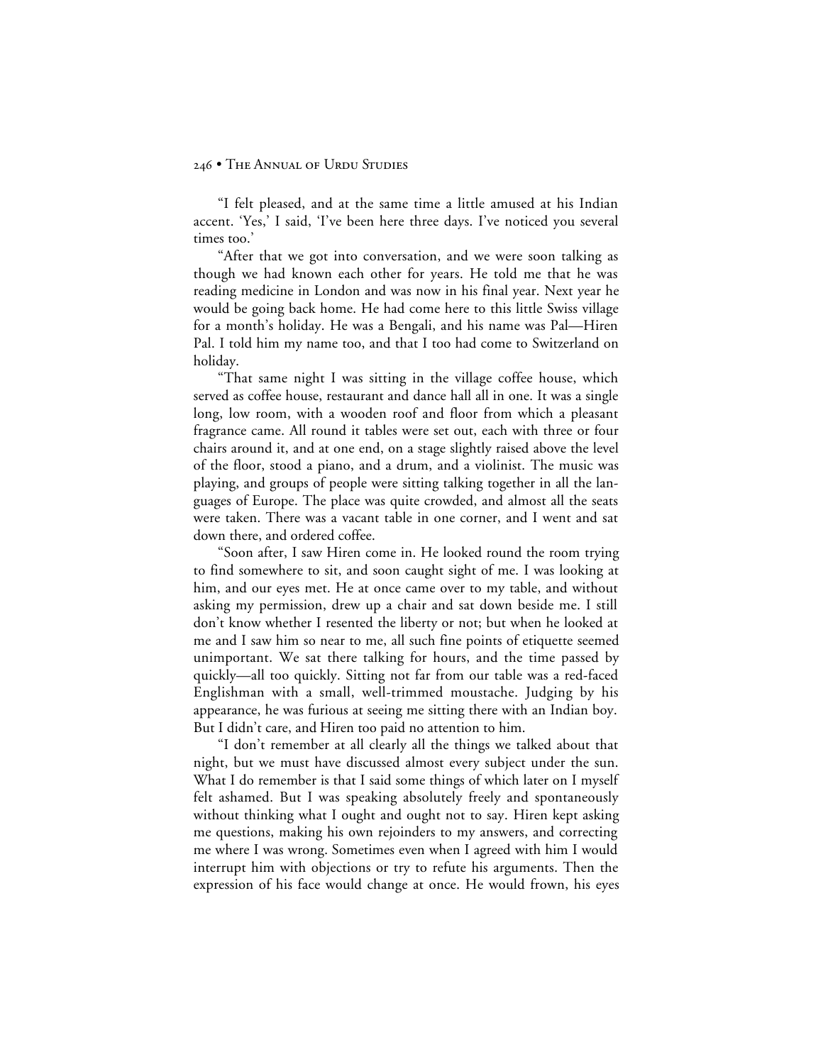"I felt pleased, and at the same time a little amused at his Indian accent. 'Yes,' I said, 'I've been here three days. I've noticed you several times too.'

"After that we got into conversation, and we were soon talking as though we had known each other for years. He told me that he was reading medicine in London and was now in his final year. Next year he would be going back home. He had come here to this little Swiss village for a month's holiday. He was a Bengali, and his name was Pal—Hiren Pal. I told him my name too, and that I too had come to Switzerland on holiday.

"That same night I was sitting in the village coffee house, which served as coffee house, restaurant and dance hall all in one. It was a single long, low room, with a wooden roof and floor from which a pleasant fragrance came. All round it tables were set out, each with three or four chairs around it, and at one end, on a stage slightly raised above the level of the floor, stood a piano, and a drum, and a violinist. The music was playing, and groups of people were sitting talking together in all the languages of Europe. The place was quite crowded, and almost all the seats were taken. There was a vacant table in one corner, and I went and sat down there, and ordered coffee.

"Soon after, I saw Hiren come in. He looked round the room trying to find somewhere to sit, and soon caught sight of me. I was looking at him, and our eyes met. He at once came over to my table, and without asking my permission, drew up a chair and sat down beside me. I still don't know whether I resented the liberty or not; but when he looked at me and I saw him so near to me, all such fine points of etiquette seemed unimportant. We sat there talking for hours, and the time passed by quickly—all too quickly. Sitting not far from our table was a red-faced Englishman with a small, well-trimmed moustache. Judging by his appearance, he was furious at seeing me sitting there with an Indian boy. But I didn't care, and Hiren too paid no attention to him.

"I don't remember at all clearly all the things we talked about that night, but we must have discussed almost every subject under the sun. What I do remember is that I said some things of which later on I myself felt ashamed. But I was speaking absolutely freely and spontaneously without thinking what I ought and ought not to say. Hiren kept asking me questions, making his own rejoinders to my answers, and correcting me where I was wrong. Sometimes even when I agreed with him I would interrupt him with objections or try to refute his arguments. Then the expression of his face would change at once. He would frown, his eyes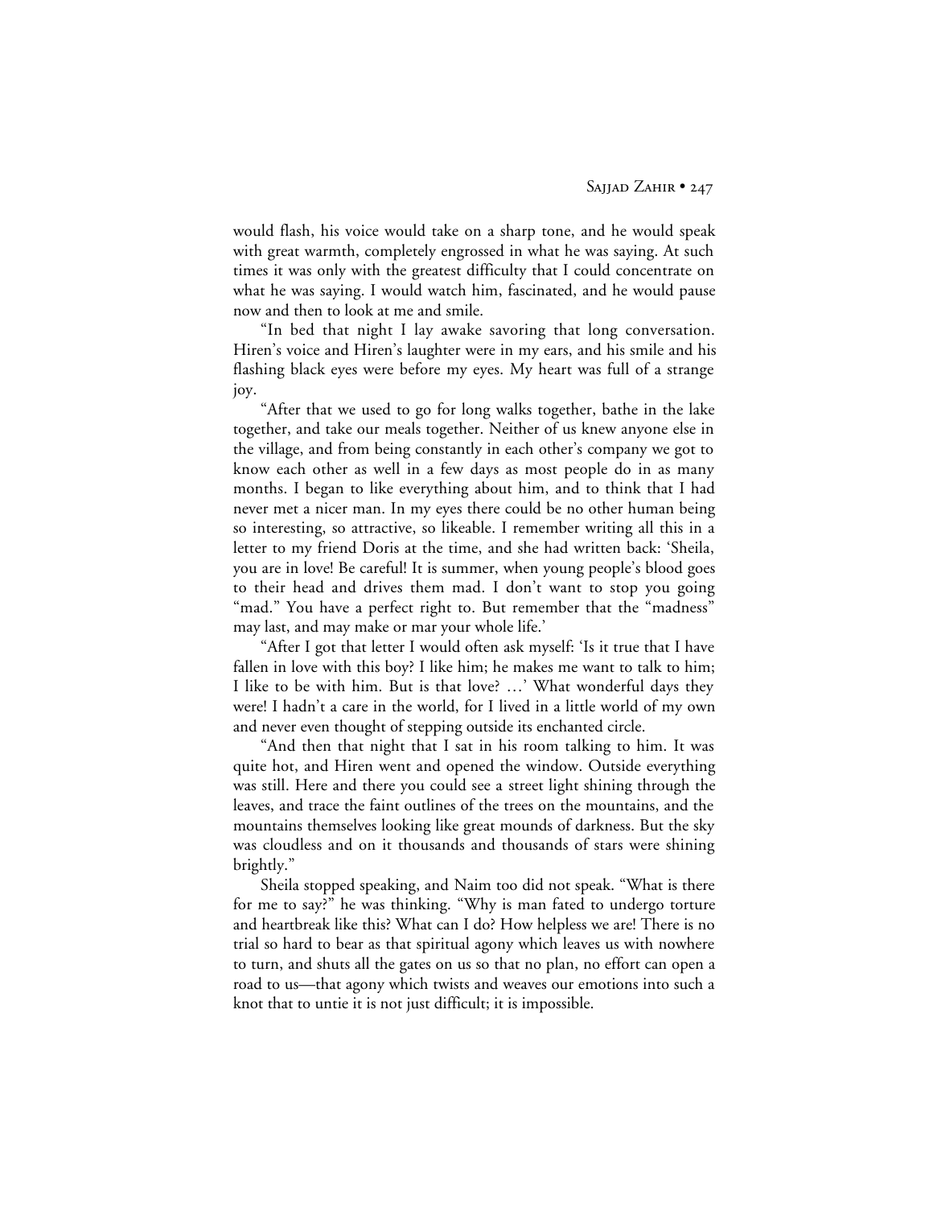would flash, his voice would take on a sharp tone, and he would speak with great warmth, completely engrossed in what he was saying. At such times it was only with the greatest difficulty that I could concentrate on what he was saying. I would watch him, fascinated, and he would pause now and then to look at me and smile.

"In bed that night I lay awake savoring that long conversation. Hiren's voice and Hiren's laughter were in my ears, and his smile and his flashing black eyes were before my eyes. My heart was full of a strange joy.

"After that we used to go for long walks together, bathe in the lake together, and take our meals together. Neither of us knew anyone else in the village, and from being constantly in each other's company we got to know each other as well in a few days as most people do in as many months. I began to like everything about him, and to think that I had never met a nicer man. In my eyes there could be no other human being so interesting, so attractive, so likeable. I remember writing all this in a letter to my friend Doris at the time, and she had written back: 'Sheila, you are in love! Be careful! It is summer, when young people's blood goes to their head and drives them mad. I don't want to stop you going "mad." You have a perfect right to. But remember that the "madness" may last, and may make or mar your whole life.'

"After I got that letter I would often ask myself: 'Is it true that I have fallen in love with this boy? I like him; he makes me want to talk to him; I like to be with him. But is that love? …' What wonderful days they were! I hadn't a care in the world, for I lived in a little world of my own and never even thought of stepping outside its enchanted circle.

"And then that night that I sat in his room talking to him. It was quite hot, and Hiren went and opened the window. Outside everything was still. Here and there you could see a street light shining through the leaves, and trace the faint outlines of the trees on the mountains, and the mountains themselves looking like great mounds of darkness. But the sky was cloudless and on it thousands and thousands of stars were shining brightly."

Sheila stopped speaking, and Naim too did not speak. "What is there for me to say?" he was thinking. "Why is man fated to undergo torture and heartbreak like this? What can I do? How helpless we are! There is no trial so hard to bear as that spiritual agony which leaves us with nowhere to turn, and shuts all the gates on us so that no plan, no effort can open a road to us—that agony which twists and weaves our emotions into such a knot that to untie it is not just difficult; it is impossible.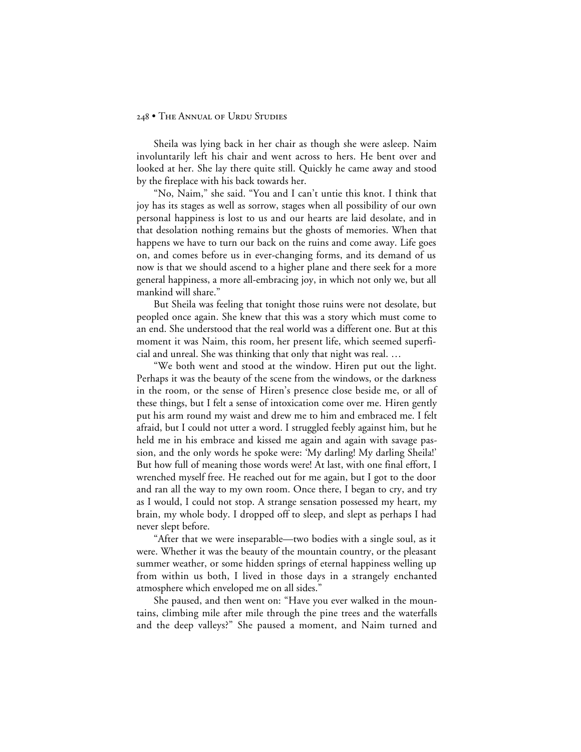Sheila was lying back in her chair as though she were asleep. Naim involuntarily left his chair and went across to hers. He bent over and looked at her. She lay there quite still. Quickly he came away and stood by the fireplace with his back towards her.

"No, Naim," she said. "You and I can't untie this knot. I think that joy has its stages as well as sorrow, stages when all possibility of our own personal happiness is lost to us and our hearts are laid desolate, and in that desolation nothing remains but the ghosts of memories. When that happens we have to turn our back on the ruins and come away. Life goes on, and comes before us in ever-changing forms, and its demand of us now is that we should ascend to a higher plane and there seek for a more general happiness, a more all-embracing joy, in which not only we, but all mankind will share."

But Sheila was feeling that tonight those ruins were not desolate, but peopled once again. She knew that this was a story which must come to an end. She understood that the real world was a different one. But at this moment it was Naim, this room, her present life, which seemed superficial and unreal. She was thinking that only that night was real. …

"We both went and stood at the window. Hiren put out the light. Perhaps it was the beauty of the scene from the windows, or the darkness in the room, or the sense of Hiren's presence close beside me, or all of these things, but I felt a sense of intoxication come over me. Hiren gently put his arm round my waist and drew me to him and embraced me. I felt afraid, but I could not utter a word. I struggled feebly against him, but he held me in his embrace and kissed me again and again with savage passion, and the only words he spoke were: 'My darling! My darling Sheila!' But how full of meaning those words were! At last, with one final effort, I wrenched myself free. He reached out for me again, but I got to the door and ran all the way to my own room. Once there, I began to cry, and try as I would, I could not stop. A strange sensation possessed my heart, my brain, my whole body. I dropped off to sleep, and slept as perhaps I had never slept before.

"After that we were inseparable—two bodies with a single soul, as it were. Whether it was the beauty of the mountain country, or the pleasant summer weather, or some hidden springs of eternal happiness welling up from within us both, I lived in those days in a strangely enchanted atmosphere which enveloped me on all sides."

She paused, and then went on: "Have you ever walked in the mountains, climbing mile after mile through the pine trees and the waterfalls and the deep valleys?" She paused a moment, and Naim turned and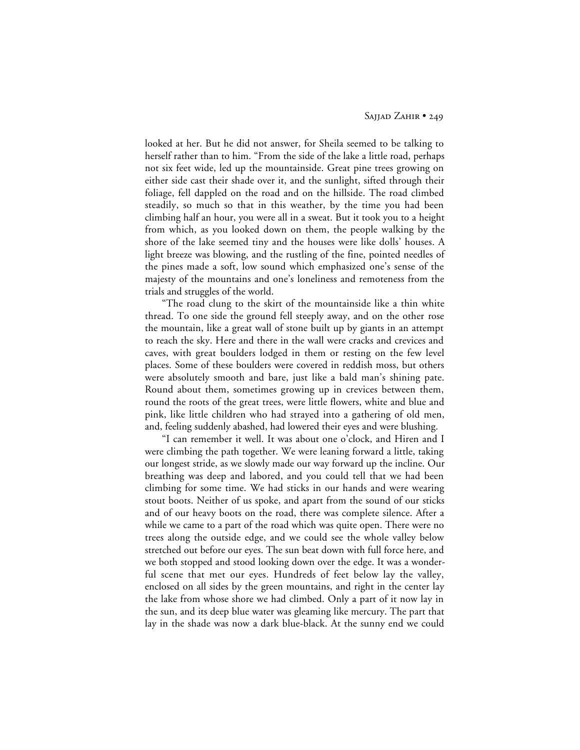looked at her. But he did not answer, for Sheila seemed to be talking to herself rather than to him. "From the side of the lake a little road, perhaps not six feet wide, led up the mountainside. Great pine trees growing on either side cast their shade over it, and the sunlight, sifted through their foliage, fell dappled on the road and on the hillside. The road climbed steadily, so much so that in this weather, by the time you had been climbing half an hour, you were all in a sweat. But it took you to a height from which, as you looked down on them, the people walking by the shore of the lake seemed tiny and the houses were like dolls' houses. A light breeze was blowing, and the rustling of the fine, pointed needles of the pines made a soft, low sound which emphasized one's sense of the majesty of the mountains and one's loneliness and remoteness from the trials and struggles of the world.

"The road clung to the skirt of the mountainside like a thin white thread. To one side the ground fell steeply away, and on the other rose the mountain, like a great wall of stone built up by giants in an attempt to reach the sky. Here and there in the wall were cracks and crevices and caves, with great boulders lodged in them or resting on the few level places. Some of these boulders were covered in reddish moss, but others were absolutely smooth and bare, just like a bald man's shining pate. Round about them, sometimes growing up in crevices between them, round the roots of the great trees, were little flowers, white and blue and pink, like little children who had strayed into a gathering of old men, and, feeling suddenly abashed, had lowered their eyes and were blushing.

"I can remember it well. It was about one o'clock, and Hiren and I were climbing the path together. We were leaning forward a little, taking our longest stride, as we slowly made our way forward up the incline. Our breathing was deep and labored, and you could tell that we had been climbing for some time. We had sticks in our hands and were wearing stout boots. Neither of us spoke, and apart from the sound of our sticks and of our heavy boots on the road, there was complete silence. After a while we came to a part of the road which was quite open. There were no trees along the outside edge, and we could see the whole valley below stretched out before our eyes. The sun beat down with full force here, and we both stopped and stood looking down over the edge. It was a wonderful scene that met our eyes. Hundreds of feet below lay the valley, enclosed on all sides by the green mountains, and right in the center lay the lake from whose shore we had climbed. Only a part of it now lay in the sun, and its deep blue water was gleaming like mercury. The part that lay in the shade was now a dark blue-black. At the sunny end we could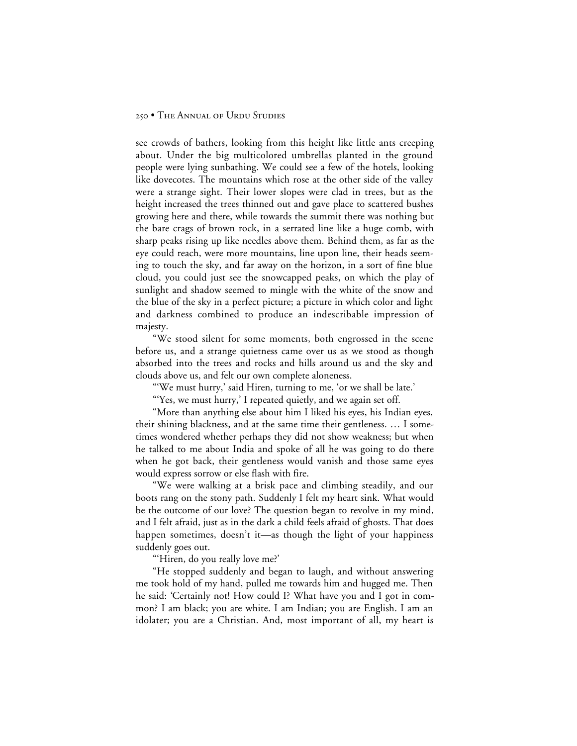see crowds of bathers, looking from this height like little ants creeping about. Under the big multicolored umbrellas planted in the ground people were lying sunbathing. We could see a few of the hotels, looking like dovecotes. The mountains which rose at the other side of the valley were a strange sight. Their lower slopes were clad in trees, but as the height increased the trees thinned out and gave place to scattered bushes growing here and there, while towards the summit there was nothing but the bare crags of brown rock, in a serrated line like a huge comb, with sharp peaks rising up like needles above them. Behind them, as far as the eye could reach, were more mountains, line upon line, their heads seeming to touch the sky, and far away on the horizon, in a sort of fine blue cloud, you could just see the snowcapped peaks, on which the play of sunlight and shadow seemed to mingle with the white of the snow and the blue of the sky in a perfect picture; a picture in which color and light and darkness combined to produce an indescribable impression of majesty.

"We stood silent for some moments, both engrossed in the scene before us, and a strange quietness came over us as we stood as though absorbed into the trees and rocks and hills around us and the sky and clouds above us, and felt our own complete aloneness.

"'We must hurry,' said Hiren, turning to me, 'or we shall be late.'

"'Yes, we must hurry,' I repeated quietly, and we again set off.

"More than anything else about him I liked his eyes, his Indian eyes, their shining blackness, and at the same time their gentleness. … I sometimes wondered whether perhaps they did not show weakness; but when he talked to me about India and spoke of all he was going to do there when he got back, their gentleness would vanish and those same eyes would express sorrow or else flash with fire.

"We were walking at a brisk pace and climbing steadily, and our boots rang on the stony path. Suddenly I felt my heart sink. What would be the outcome of our love? The question began to revolve in my mind, and I felt afraid, just as in the dark a child feels afraid of ghosts. That does happen sometimes, doesn't it—as though the light of your happiness suddenly goes out.

"'Hiren, do you really love me?'

"He stopped suddenly and began to laugh, and without answering me took hold of my hand, pulled me towards him and hugged me. Then he said: 'Certainly not! How could I? What have you and I got in common? I am black; you are white. I am Indian; you are English. I am an idolater; you are a Christian. And, most important of all, my heart is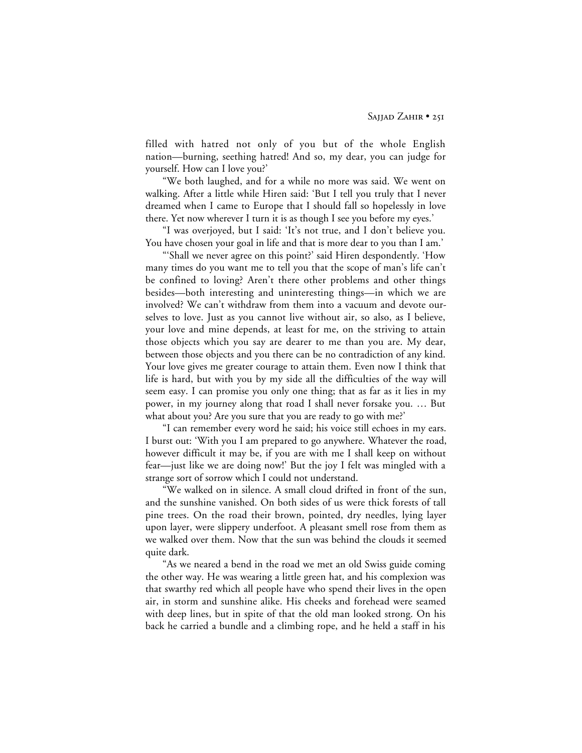filled with hatred not only of you but of the whole English nation—burning, seething hatred! And so, my dear, you can judge for yourself. How can I love you?'

"We both laughed, and for a while no more was said. We went on walking. After a little while Hiren said: 'But I tell you truly that I never dreamed when I came to Europe that I should fall so hopelessly in love there. Yet now wherever I turn it is as though I see you before my eyes.'

"I was overjoyed, but I said: 'It's not true, and I don't believe you. You have chosen your goal in life and that is more dear to you than I am.'

"'Shall we never agree on this point?' said Hiren despondently. 'How many times do you want me to tell you that the scope of man's life can't be confined to loving? Aren't there other problems and other things besides—both interesting and uninteresting things—in which we are involved? We can't withdraw from them into a vacuum and devote ourselves to love. Just as you cannot live without air, so also, as I believe, your love and mine depends, at least for me, on the striving to attain those objects which you say are dearer to me than you are. My dear, between those objects and you there can be no contradiction of any kind. Your love gives me greater courage to attain them. Even now I think that life is hard, but with you by my side all the difficulties of the way will seem easy. I can promise you only one thing; that as far as it lies in my power, in my journey along that road I shall never forsake you. … But what about you? Are you sure that you are ready to go with me?'

"I can remember every word he said; his voice still echoes in my ears. I burst out: 'With you I am prepared to go anywhere. Whatever the road, however difficult it may be, if you are with me I shall keep on without fear—just like we are doing now!' But the joy I felt was mingled with a strange sort of sorrow which I could not understand.

"We walked on in silence. A small cloud drifted in front of the sun, and the sunshine vanished. On both sides of us were thick forests of tall pine trees. On the road their brown, pointed, dry needles, lying layer upon layer, were slippery underfoot. A pleasant smell rose from them as we walked over them. Now that the sun was behind the clouds it seemed quite dark.

"As we neared a bend in the road we met an old Swiss guide coming the other way. He was wearing a little green hat, and his complexion was that swarthy red which all people have who spend their lives in the open air, in storm and sunshine alike. His cheeks and forehead were seamed with deep lines, but in spite of that the old man looked strong. On his back he carried a bundle and a climbing rope, and he held a staff in his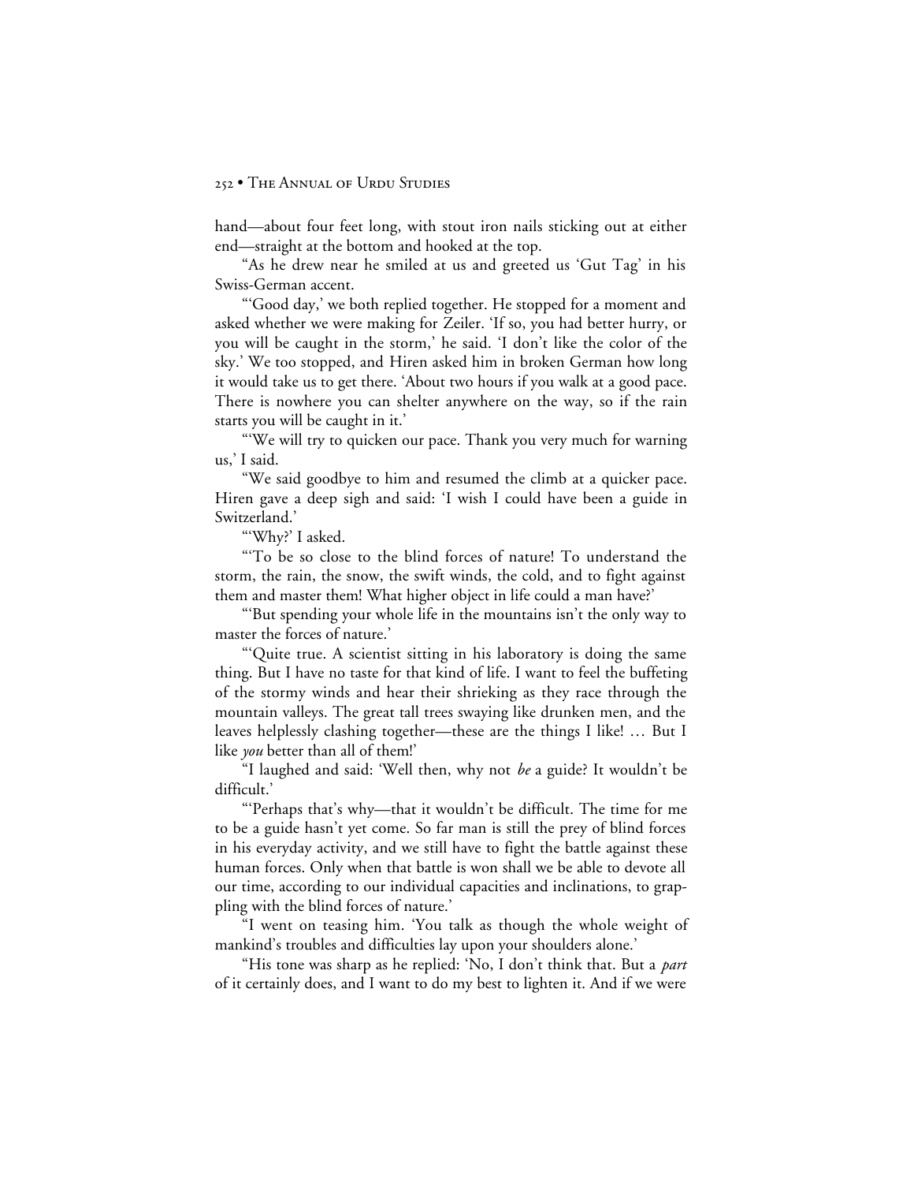hand—about four feet long, with stout iron nails sticking out at either end—straight at the bottom and hooked at the top.

"As he drew near he smiled at us and greeted us 'Gut Tag' in his Swiss-German accent.

"'Good day,' we both replied together. He stopped for a moment and asked whether we were making for Zeiler. 'If so, you had better hurry, or you will be caught in the storm,' he said. 'I don't like the color of the sky.' We too stopped, and Hiren asked him in broken German how long it would take us to get there. 'About two hours if you walk at a good pace. There is nowhere you can shelter anywhere on the way, so if the rain starts you will be caught in it.'

"'We will try to quicken our pace. Thank you very much for warning us,' I said.

"We said goodbye to him and resumed the climb at a quicker pace. Hiren gave a deep sigh and said: 'I wish I could have been a guide in Switzerland.'

"'Why?' I asked.

"'To be so close to the blind forces of nature! To understand the storm, the rain, the snow, the swift winds, the cold, and to fight against them and master them! What higher object in life could a man have?'

"'But spending your whole life in the mountains isn't the only way to master the forces of nature.'

"'Quite true. A scientist sitting in his laboratory is doing the same thing. But I have no taste for that kind of life. I want to feel the buffeting of the stormy winds and hear their shrieking as they race through the mountain valleys. The great tall trees swaying like drunken men, and the leaves helplessly clashing together—these are the things I like! … But I like *you* better than all of them!'

"I laughed and said: 'Well then, why not *be* a guide? It wouldn't be difficult.'

"'Perhaps that's why—that it wouldn't be difficult. The time for me to be a guide hasn't yet come. So far man is still the prey of blind forces in his everyday activity, and we still have to fight the battle against these human forces. Only when that battle is won shall we be able to devote all our time, according to our individual capacities and inclinations, to grappling with the blind forces of nature.'

"I went on teasing him. 'You talk as though the whole weight of mankind's troubles and difficulties lay upon your shoulders alone.'

"His tone was sharp as he replied: 'No, I don't think that. But a *part* of it certainly does, and I want to do my best to lighten it. And if we were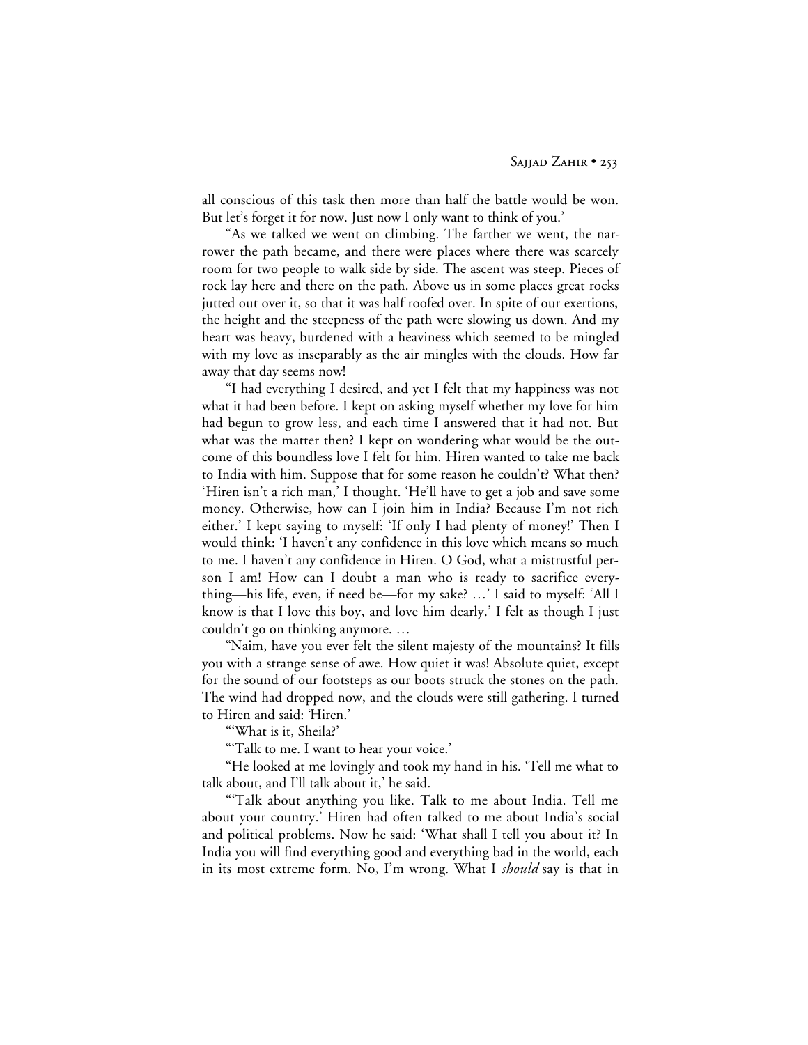all conscious of this task then more than half the battle would be won. But let's forget it for now. Just now I only want to think of you.'

"As we talked we went on climbing. The farther we went, the narrower the path became, and there were places where there was scarcely room for two people to walk side by side. The ascent was steep. Pieces of rock lay here and there on the path. Above us in some places great rocks jutted out over it, so that it was half roofed over. In spite of our exertions, the height and the steepness of the path were slowing us down. And my heart was heavy, burdened with a heaviness which seemed to be mingled with my love as inseparably as the air mingles with the clouds. How far away that day seems now!

"I had everything I desired, and yet I felt that my happiness was not what it had been before. I kept on asking myself whether my love for him had begun to grow less, and each time I answered that it had not. But what was the matter then? I kept on wondering what would be the outcome of this boundless love I felt for him. Hiren wanted to take me back to India with him. Suppose that for some reason he couldn't? What then? 'Hiren isn't a rich man,' I thought. 'He'll have to get a job and save some money. Otherwise, how can I join him in India? Because I'm not rich either.' I kept saying to myself: 'If only I had plenty of money!' Then I would think: 'I haven't any confidence in this love which means so much to me. I haven't any confidence in Hiren. O God, what a mistrustful person I am! How can I doubt a man who is ready to sacrifice everything—his life, even, if need be—for my sake? …' I said to myself: 'All I know is that I love this boy, and love him dearly.' I felt as though I just couldn't go on thinking anymore. …

"Naim, have you ever felt the silent majesty of the mountains? It fills you with a strange sense of awe. How quiet it was! Absolute quiet, except for the sound of our footsteps as our boots struck the stones on the path. The wind had dropped now, and the clouds were still gathering. I turned to Hiren and said: 'Hiren.'

"'What is it, Sheila?'

"'Talk to me. I want to hear your voice.'

"He looked at me lovingly and took my hand in his. 'Tell me what to talk about, and I'll talk about it,' he said.

"'Talk about anything you like. Talk to me about India. Tell me about your country.' Hiren had often talked to me about India's social and political problems. Now he said: 'What shall I tell you about it? In India you will find everything good and everything bad in the world, each in its most extreme form. No, I'm wrong. What I *should* say is that in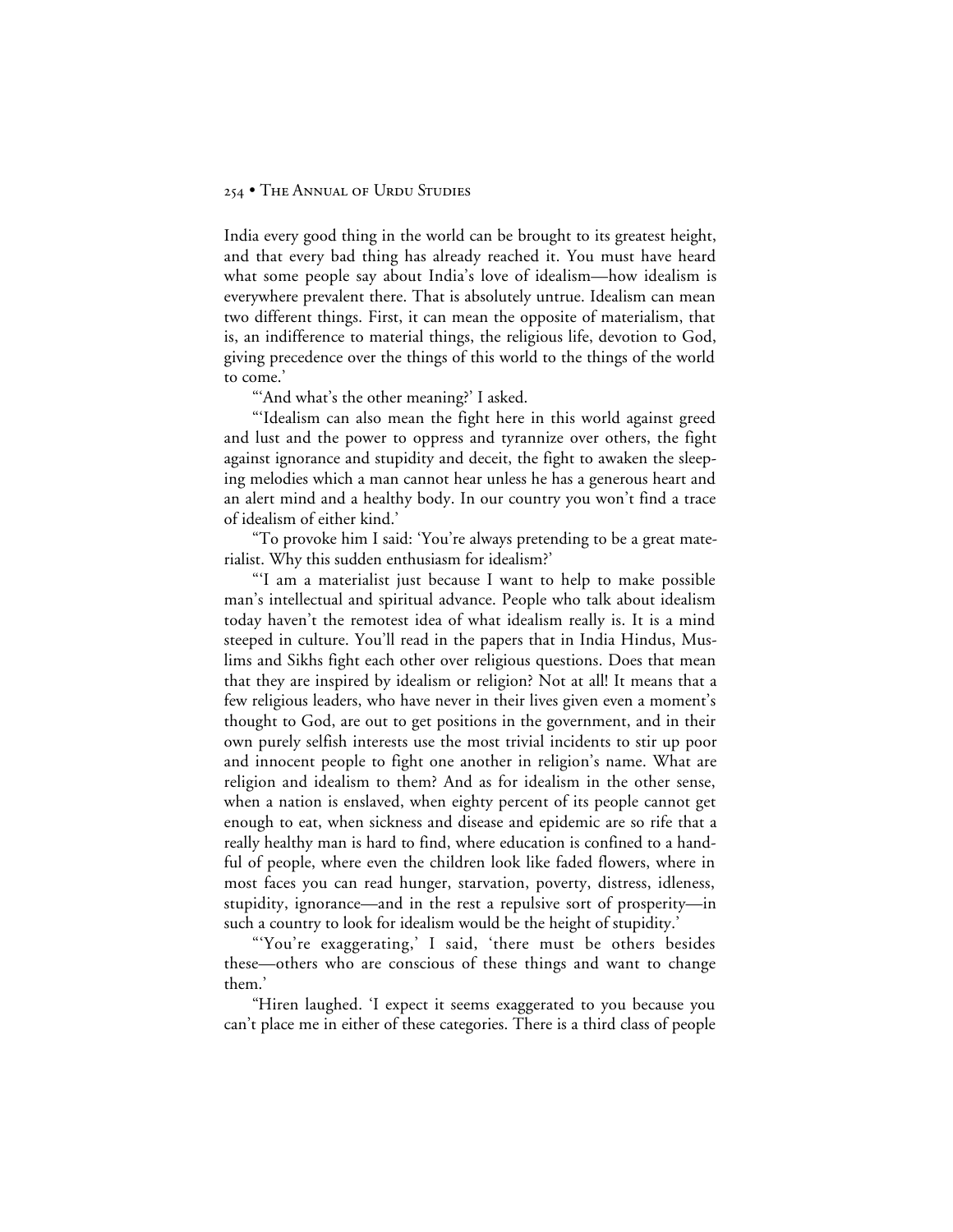India every good thing in the world can be brought to its greatest height, and that every bad thing has already reached it. You must have heard what some people say about India's love of idealism—how idealism is everywhere prevalent there. That is absolutely untrue. Idealism can mean two different things. First, it can mean the opposite of materialism, that is, an indifference to material things, the religious life, devotion to God, giving precedence over the things of this world to the things of the world to come.'

"'And what's the other meaning?' I asked.

"'Idealism can also mean the fight here in this world against greed and lust and the power to oppress and tyrannize over others, the fight against ignorance and stupidity and deceit, the fight to awaken the sleeping melodies which a man cannot hear unless he has a generous heart and an alert mind and a healthy body. In our country you won't find a trace of idealism of either kind.'

"To provoke him I said: 'You're always pretending to be a great materialist. Why this sudden enthusiasm for idealism?'

"'I am a materialist just because I want to help to make possible man's intellectual and spiritual advance. People who talk about idealism today haven't the remotest idea of what idealism really is. It is a mind steeped in culture. You'll read in the papers that in India Hindus, Muslims and Sikhs fight each other over religious questions. Does that mean that they are inspired by idealism or religion? Not at all! It means that a few religious leaders, who have never in their lives given even a moment's thought to God, are out to get positions in the government, and in their own purely selfish interests use the most trivial incidents to stir up poor and innocent people to fight one another in religion's name. What are religion and idealism to them? And as for idealism in the other sense, when a nation is enslaved, when eighty percent of its people cannot get enough to eat, when sickness and disease and epidemic are so rife that a really healthy man is hard to find, where education is confined to a handful of people, where even the children look like faded flowers, where in most faces you can read hunger, starvation, poverty, distress, idleness, stupidity, ignorance—and in the rest a repulsive sort of prosperity—in such a country to look for idealism would be the height of stupidity.'

"'You're exaggerating,' I said, 'there must be others besides these—others who are conscious of these things and want to change them.'

"Hiren laughed. 'I expect it seems exaggerated to you because you can't place me in either of these categories. There is a third class of people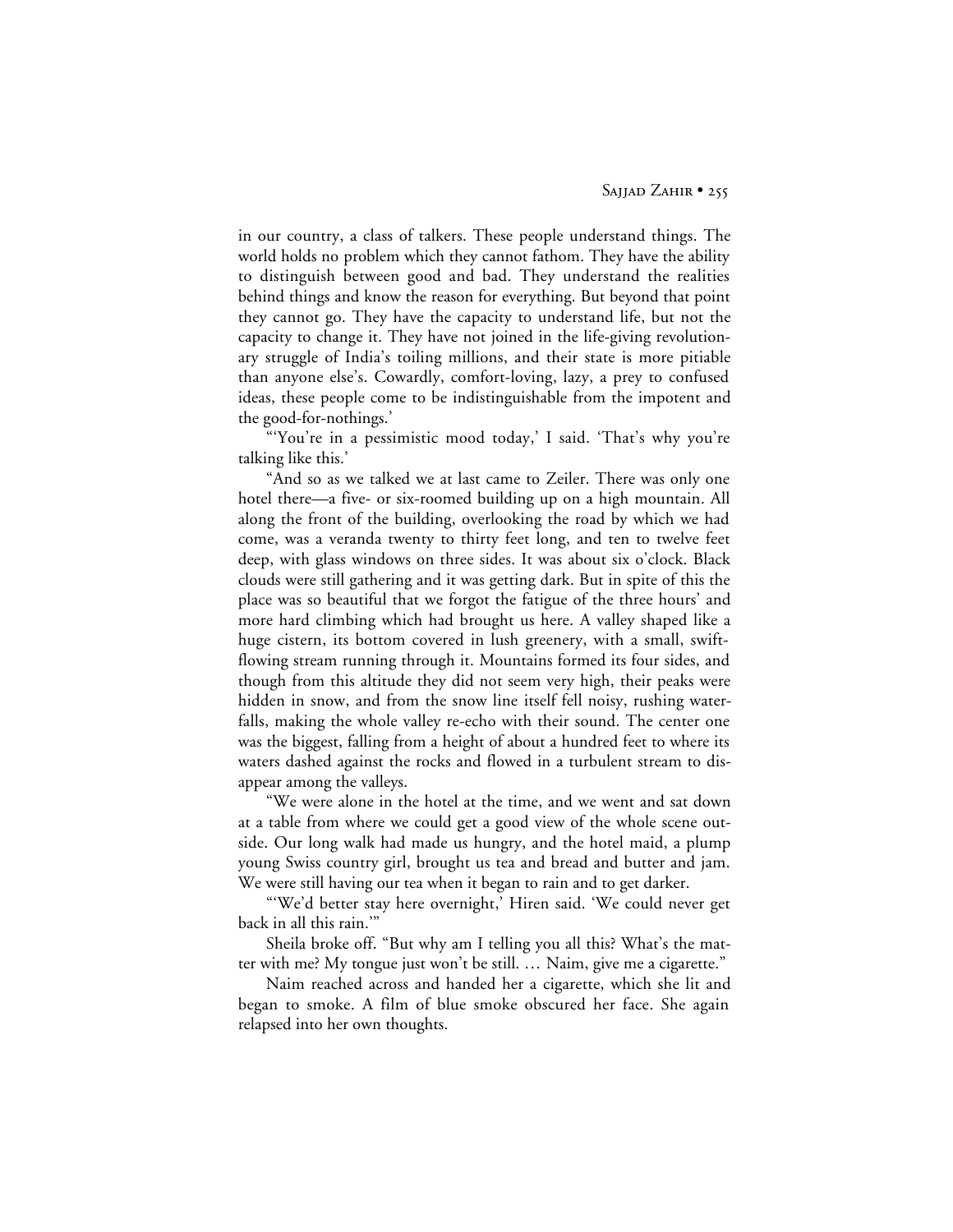in our country, a class of talkers. These people understand things. The world holds no problem which they cannot fathom. They have the ability to distinguish between good and bad. They understand the realities behind things and know the reason for everything. But beyond that point they cannot go. They have the capacity to understand life, but not the capacity to change it. They have not joined in the life-giving revolutionary struggle of India's toiling millions, and their state is more pitiable than anyone else's. Cowardly, comfort-loving, lazy, a prey to confused ideas, these people come to be indistinguishable from the impotent and the good-for-nothings.'

"'You're in a pessimistic mood today,' I said. 'That's why you're talking like this.'

"And so as we talked we at last came to Zeiler. There was only one hotel there—a five- or six-roomed building up on a high mountain. All along the front of the building, overlooking the road by which we had come, was a veranda twenty to thirty feet long, and ten to twelve feet deep, with glass windows on three sides. It was about six o'clock. Black clouds were still gathering and it was getting dark. But in spite of this the place was so beautiful that we forgot the fatigue of the three hours' and more hard climbing which had brought us here. A valley shaped like a huge cistern, its bottom covered in lush greenery, with a small, swift-flowing stream running through it. Mountains formed its four sides, and though from this altitude they did not seem very high, their peaks were hidden in snow, and from the snow line itself fell noisy, rushing waterfalls, making the whole valley re-echo with their sound. The center one was the biggest, falling from a height of about a hundred feet to where its waters dashed against the rocks and flowed in a turbulent stream to disappear among the valleys.

"We were alone in the hotel at the time, and we went and sat down at a table from where we could get a good view of the whole scene outside. Our long walk had made us hungry, and the hotel maid, a plump young Swiss country girl, brought us tea and bread and butter and jam. We were still having our tea when it began to rain and to get darker.

"'We'd better stay here overnight,' Hiren said. 'We could never get back in all this rain.'"

Sheila broke off. "But why am I telling you all this? What's the matter with me? My tongue just won't be still. … Naim, give me a cigarette."

Naim reached across and handed her a cigarette, which she lit and began to smoke. A film of blue smoke obscured her face. She again relapsed into her own thoughts.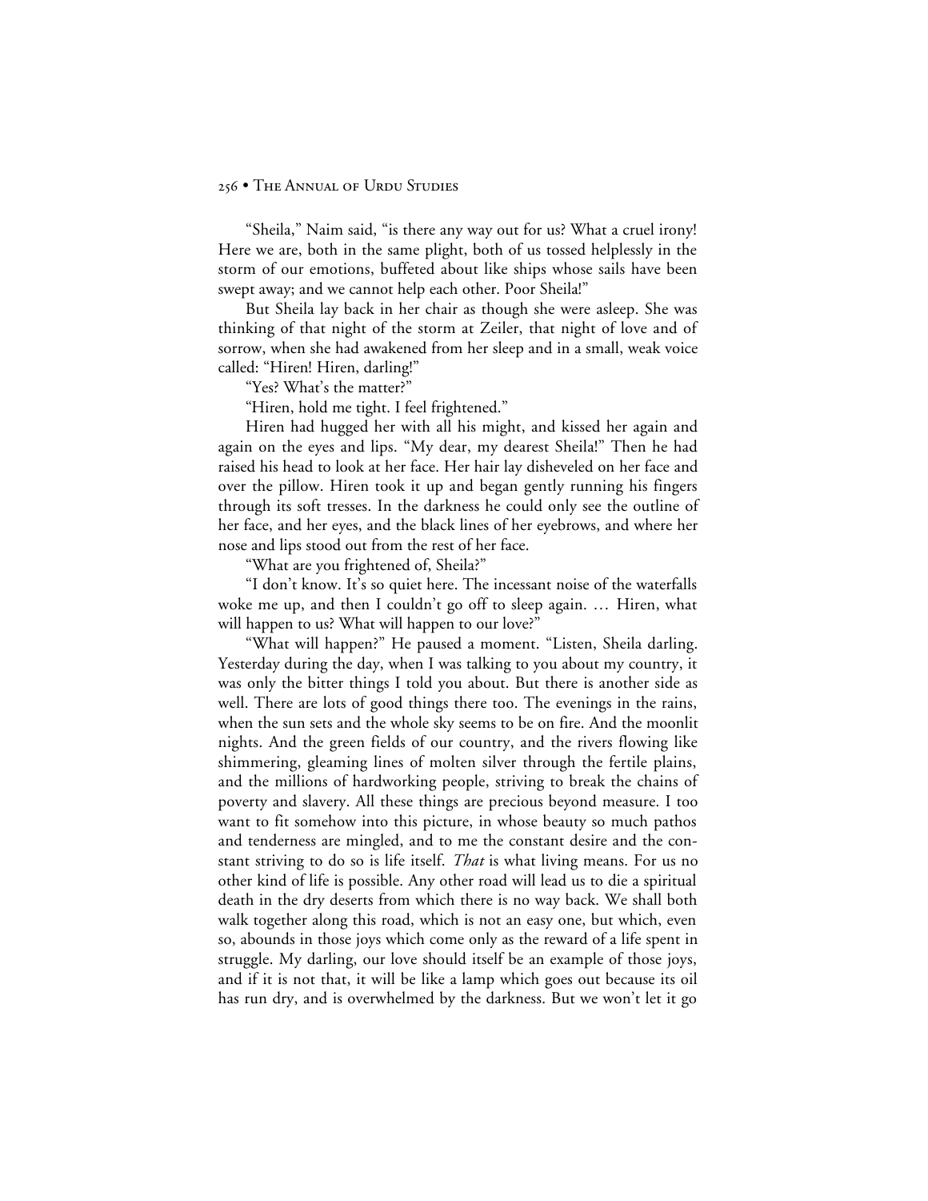"Sheila," Naim said, "is there any way out for us? What a cruel irony! Here we are, both in the same plight, both of us tossed helplessly in the storm of our emotions, buffeted about like ships whose sails have been swept away; and we cannot help each other. Poor Sheila!"

But Sheila lay back in her chair as though she were asleep. She was thinking of that night of the storm at Zeiler, that night of love and of sorrow, when she had awakened from her sleep and in a small, weak voice called: "Hiren! Hiren, darling!"

"Yes? What's the matter?"

"Hiren, hold me tight. I feel frightened."

Hiren had hugged her with all his might, and kissed her again and again on the eyes and lips. "My dear, my dearest Sheila!" Then he had raised his head to look at her face. Her hair lay disheveled on her face and over the pillow. Hiren took it up and began gently running his fingers through its soft tresses. In the darkness he could only see the outline of her face, and her eyes, and the black lines of her eyebrows, and where her nose and lips stood out from the rest of her face.

"What are you frightened of, Sheila?"

"I don't know. It's so quiet here. The incessant noise of the waterfalls woke me up, and then I couldn't go off to sleep again. … Hiren, what will happen to us? What will happen to our love?"

"What will happen?" He paused a moment. "Listen, Sheila darling. Yesterday during the day, when I was talking to you about my country, it was only the bitter things I told you about. But there is another side as well. There are lots of good things there too. The evenings in the rains, when the sun sets and the whole sky seems to be on fire. And the moonlit nights. And the green fields of our country, and the rivers flowing like shimmering, gleaming lines of molten silver through the fertile plains, and the millions of hardworking people, striving to break the chains of poverty and slavery. All these things are precious beyond measure. I too want to fit somehow into this picture, in whose beauty so much pathos and tenderness are mingled, and to me the constant desire and the constant striving to do so is life itself. *That* is what living means. For us no other kind of life is possible. Any other road will lead us to die a spiritual death in the dry deserts from which there is no way back. We shall both walk together along this road, which is not an easy one, but which, even so, abounds in those joys which come only as the reward of a life spent in struggle. My darling, our love should itself be an example of those joys, and if it is not that, it will be like a lamp which goes out because its oil has run dry, and is overwhelmed by the darkness. But we won't let it go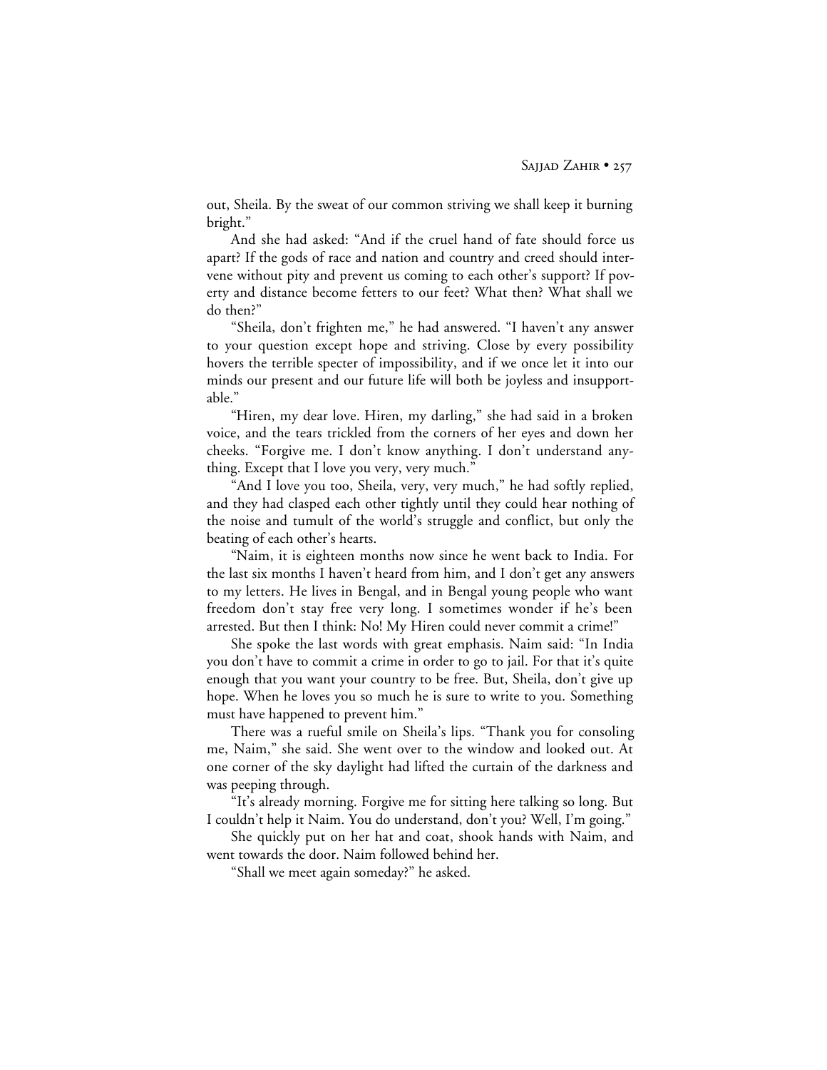out, Sheila. By the sweat of our common striving we shall keep it burning bright."

And she had asked: "And if the cruel hand of fate should force us apart? If the gods of race and nation and country and creed should intervene without pity and prevent us coming to each other's support? If poverty and distance become fetters to our feet? What then? What shall we do then?"

"Sheila, don't frighten me," he had answered. "I haven't any answer to your question except hope and striving. Close by every possibility hovers the terrible specter of impossibility, and if we once let it into our minds our present and our future life will both be joyless and insupportable."

"Hiren, my dear love. Hiren, my darling," she had said in a broken voice, and the tears trickled from the corners of her eyes and down her cheeks. "Forgive me. I don't know anything. I don't understand anything. Except that I love you very, very much."

"And I love you too, Sheila, very, very much," he had softly replied, and they had clasped each other tightly until they could hear nothing of the noise and tumult of the world's struggle and conflict, but only the beating of each other's hearts.

"Naim, it is eighteen months now since he went back to India. For the last six months I haven't heard from him, and I don't get any answers to my letters. He lives in Bengal, and in Bengal young people who want freedom don't stay free very long. I sometimes wonder if he's been arrested. But then I think: No! My Hiren could never commit a crime!"

She spoke the last words with great emphasis. Naim said: "In India you don't have to commit a crime in order to go to jail. For that it's quite enough that you want your country to be free. But, Sheila, don't give up hope. When he loves you so much he is sure to write to you. Something must have happened to prevent him."

There was a rueful smile on Sheila's lips. "Thank you for consoling me, Naim," she said. She went over to the window and looked out. At one corner of the sky daylight had lifted the curtain of the darkness and was peeping through.

"It's already morning. Forgive me for sitting here talking so long. But I couldn't help it Naim. You do understand, don't you? Well, I'm going."

She quickly put on her hat and coat, shook hands with Naim, and went towards the door. Naim followed behind her.

"Shall we meet again someday?" he asked.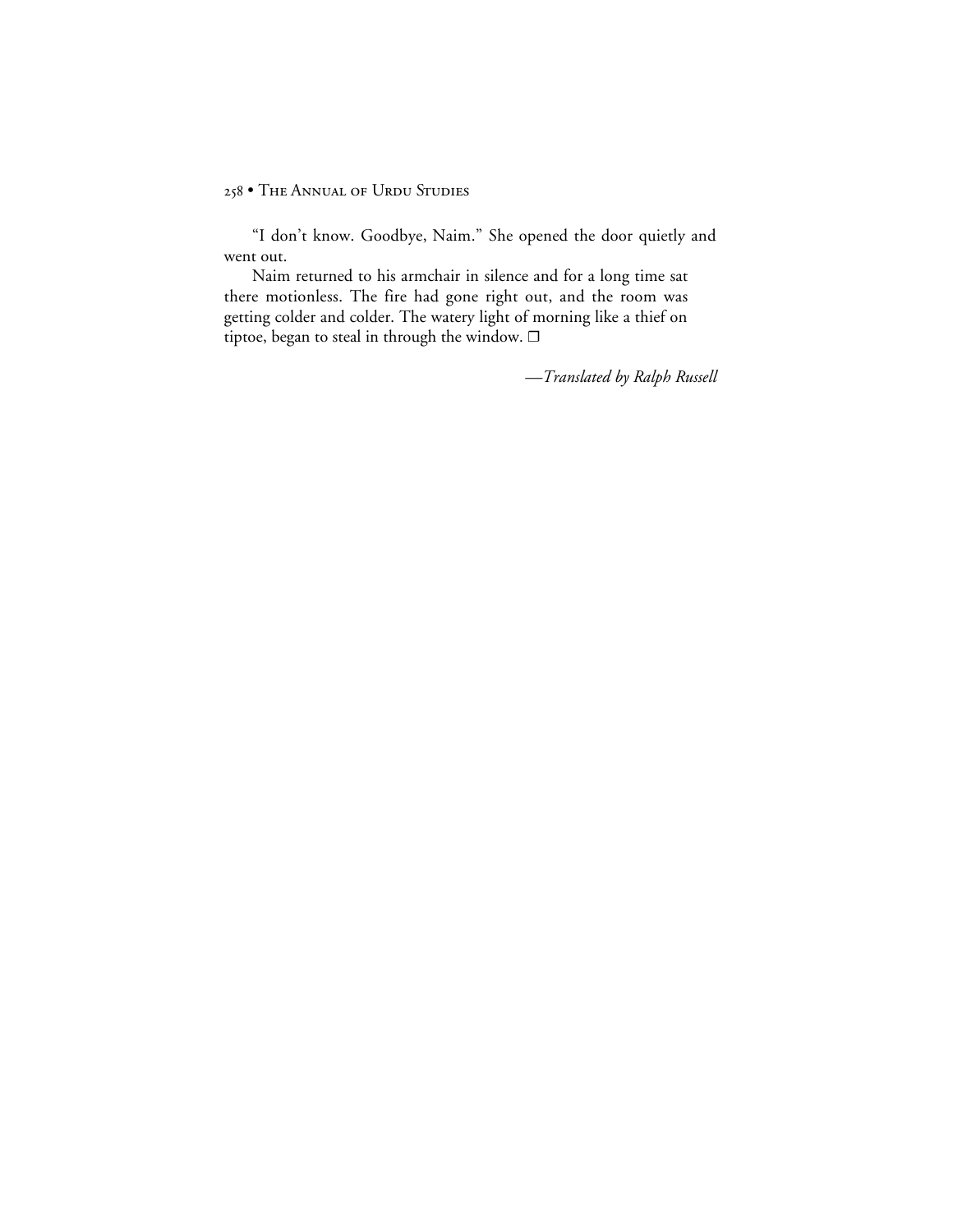"I don't know. Goodbye, Naim." She opened the door quietly and went out.

Naim returned to his armchair in silence and for a long time sat there motionless. The fire had gone right out, and the room was getting colder and colder. The watery light of morning like a thief on tiptoe, began to steal in through the window. ❐

*—Translated by Ralph Russell*